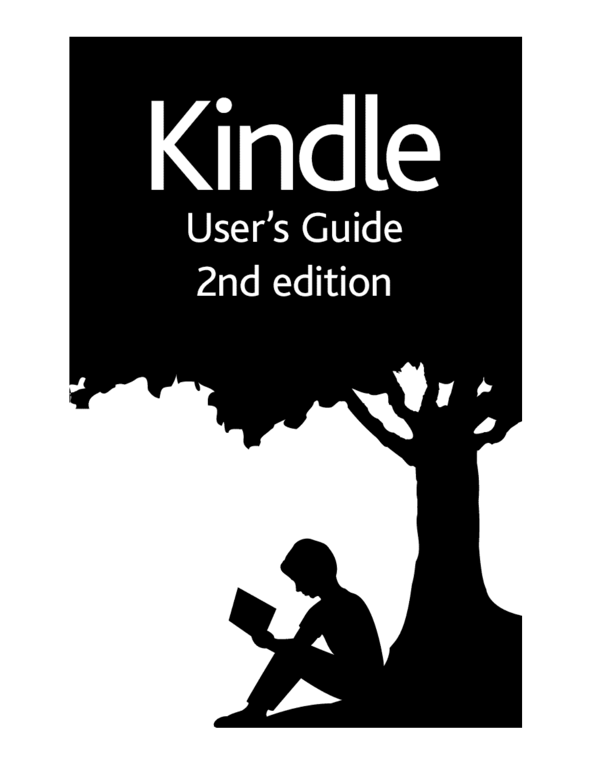# Kindle

## User's Guide
## 2nd edition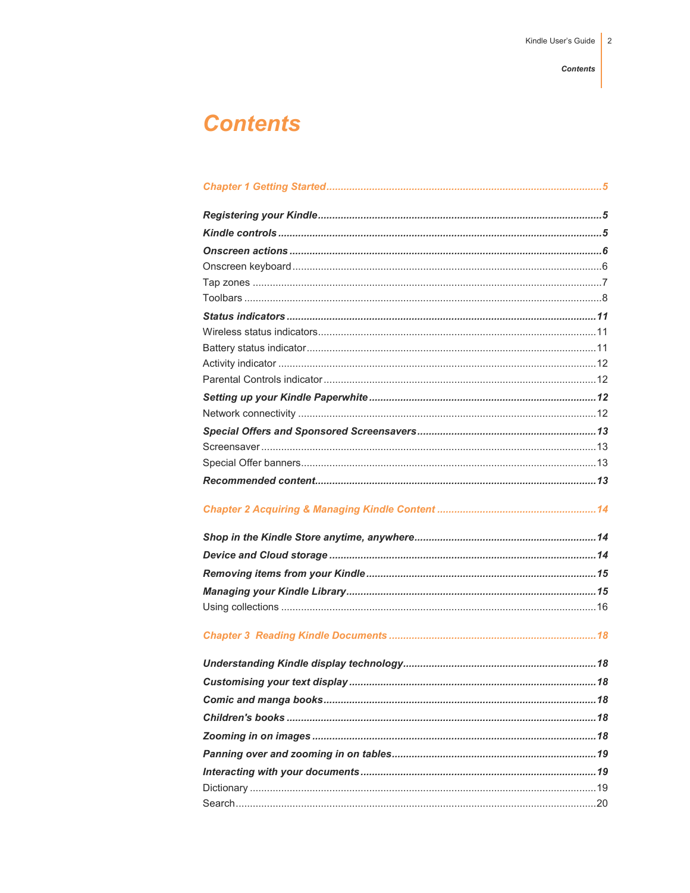# Contents

*Chapter 1 Getting Started* ... 5

***Registering your Kindle*** ... 5

***Kindle controls*** ... 5

***Onscreen actions*** ... 6

Onscreen keyboard ... 6

Tap zones ... 7

Toolbars ... 8

***Status indicators*** ... 11

Wireless status indicators ... 11

Battery status indicator ... 11

Activity indicator ... 12

Parental Controls indicator ... 12

***Setting up your Kindle Paperwhite*** ... 12

Network connectivity ... 12

***Special Offers and Sponsored Screensavers*** ... 13

Screensaver ... 13

Special Offer banners ... 13

***Recommended content*** ... 13

*Chapter 2 Acquiring & Managing Kindle Content* ... 14

***Shop in the Kindle Store anytime, anywhere*** ... 14

***Device and Cloud storage*** ... 14

***Removing items from your Kindle*** ... 15

***Managing your Kindle Library*** ... 15

Using collections ... 16

*Chapter 3 Reading Kindle Documents* ... 18

***Understanding Kindle display technology*** ... 18

***Customising your text display*** ... 18

***Comic and manga books*** ... 18

***Children's books*** ... 18

***Zooming in on images*** ... 18

***Panning over and zooming in on tables*** ... 19

***Interacting with your documents*** ... 19

Dictionary ... 19

Search ... 20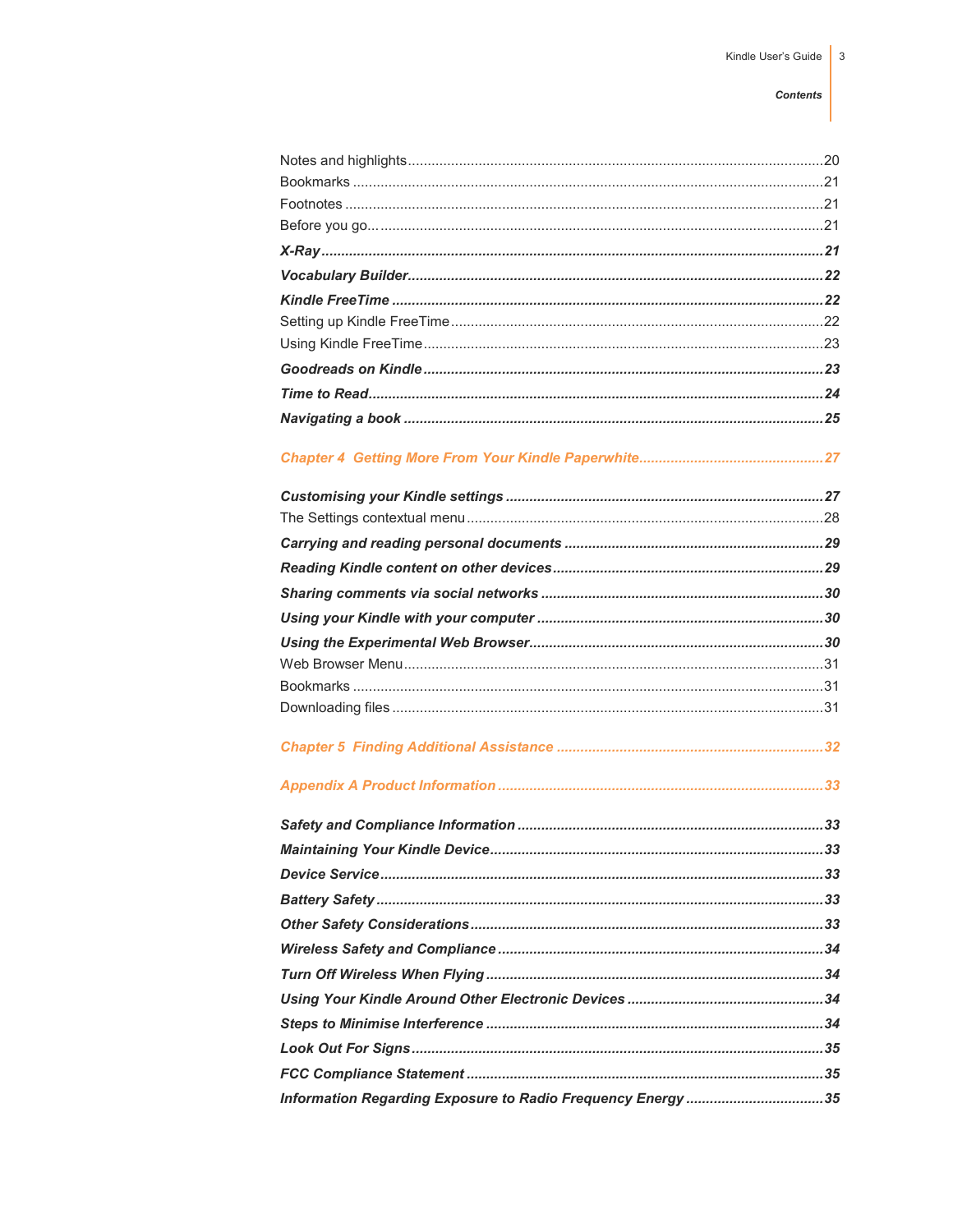Notes and highlights ....................................................................................................20
Bookmarks ....................................................................................................21
Footnotes ....................................................................................................21
Before you go... ....................................................................................................21

***X-Ray*** ....................................................................................................***21***

***Vocabulary Builder*** ....................................................................................................***22***

***Kindle FreeTime*** ....................................................................................................***22***

Setting up Kindle FreeTime ....................................................................................................22
Using Kindle FreeTime ....................................................................................................23

***Goodreads on Kindle*** ....................................................................................................***23***

***Time to Read*** ....................................................................................................***24***

***Navigating a book*** ....................................................................................................***25***

***Chapter 4 Getting More From Your Kindle Paperwhite*** ....................................................................................................***27***

***Customising your Kindle settings*** ....................................................................................................***27***

The Settings contextual menu ....................................................................................................28

***Carrying and reading personal documents*** ....................................................................................................***29***

***Reading Kindle content on other devices*** ....................................................................................................***29***

***Sharing comments via social networks*** ....................................................................................................***30***

***Using your Kindle with your computer*** ....................................................................................................***30***

***Using the Experimental Web Browser*** ....................................................................................................***30***

Web Browser Menu ....................................................................................................31
Bookmarks ....................................................................................................31
Downloading files ....................................................................................................31

***Chapter 5 Finding Additional Assistance*** ....................................................................................................***32***

***Appendix A Product Information*** ....................................................................................................***33***

***Safety and Compliance Information*** ....................................................................................................***33***

***Maintaining Your Kindle Device*** ....................................................................................................***33***

***Device Service*** ....................................................................................................***33***

***Battery Safety*** ....................................................................................................***33***

***Other Safety Considerations*** ....................................................................................................***33***

***Wireless Safety and Compliance*** ....................................................................................................***34***

***Turn Off Wireless When Flying*** ....................................................................................................***34***

***Using Your Kindle Around Other Electronic Devices*** ....................................................................................................***34***

***Steps to Minimise Interference*** ....................................................................................................***34***

***Look Out For Signs*** ....................................................................................................***35***

***FCC Compliance Statement*** ....................................................................................................***35***

***Information Regarding Exposure to Radio Frequency Energy*** ....................................................................................................***35***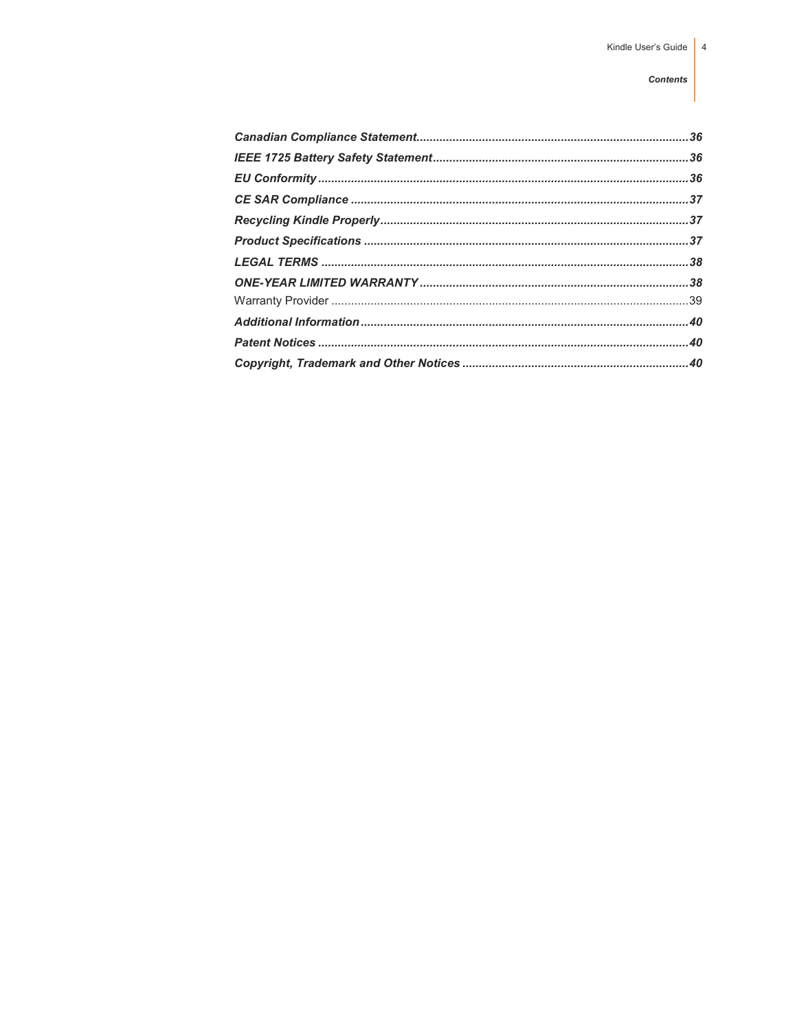***Canadian Compliance Statement................................................................................36***

***IEEE 1725 Battery Safety Statement...........................................................................36***

***EU Conformity.............................................................................................................36***

***CE SAR Compliance ...................................................................................................37***

***Recycling Kindle Properly..........................................................................................37***

***Product Specifications ...............................................................................................37***

***LEGAL TERMS ............................................................................................................38***

***ONE-YEAR LIMITED WARRANTY...............................................................................38***

Warranty Provider ..........................................................................................................39

***Additional Information.................................................................................................40***

***Patent Notices .............................................................................................................40***

***Copyright, Trademark and Other Notices ..................................................................40***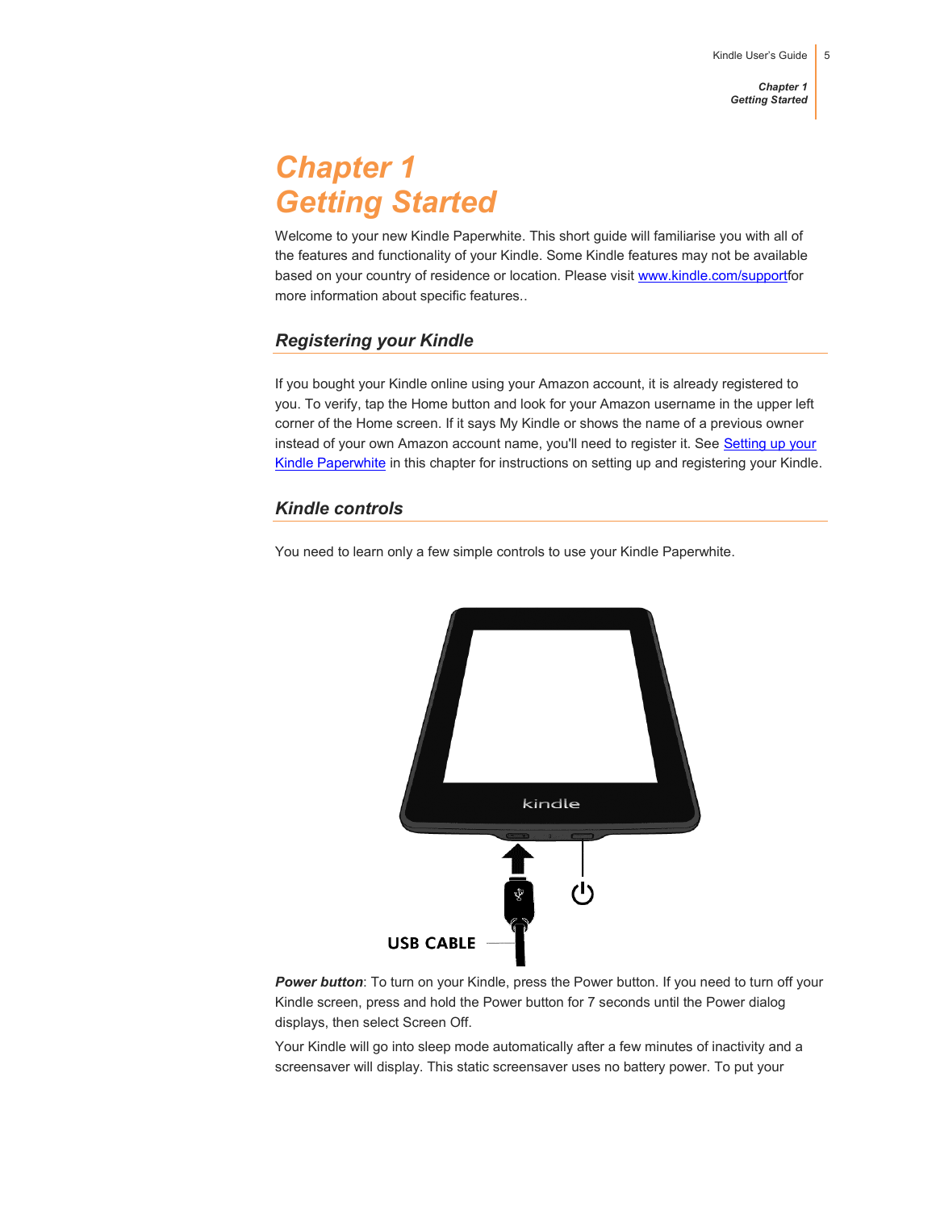# Chapter 1 Getting Started

Welcome to your new Kindle Paperwhite. This short guide will familiarise you with all of the features and functionality of your Kindle. Some Kindle features may not be available based on your country of residence or location. Please visit www.kindle.com/supportfor more information about specific features..

## Registering your Kindle

If you bought your Kindle online using your Amazon account, it is already registered to you. To verify, tap the Home button and look for your Amazon username in the upper left corner of the Home screen. If it says My Kindle or shows the name of a previous owner instead of your own Amazon account name, you'll need to register it. See Setting up your Kindle Paperwhite in this chapter for instructions on setting up and registering your Kindle.

## Kindle controls

You need to learn only a few simple controls to use your Kindle Paperwhite.

USB CABLE

***Power button***: To turn on your Kindle, press the Power button. If you need to turn off your Kindle screen, press and hold the Power button for 7 seconds until the Power dialog displays, then select Screen Off.

Your Kindle will go into sleep mode automatically after a few minutes of inactivity and a screensaver will display. This static screensaver uses no battery power. To put your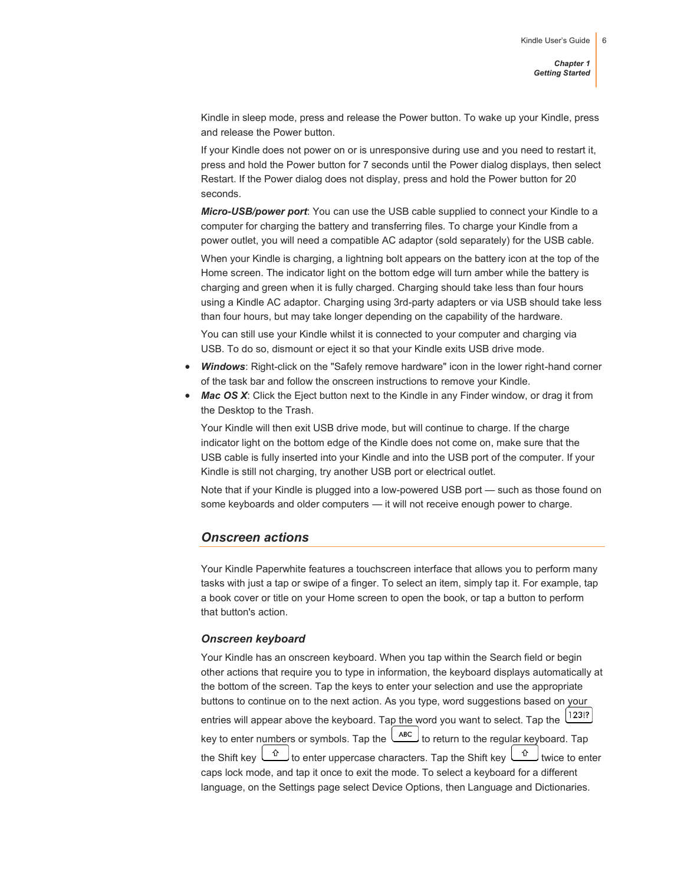Kindle in sleep mode, press and release the Power button. To wake up your Kindle, press and release the Power button.

If your Kindle does not power on or is unresponsive during use and you need to restart it, press and hold the Power button for 7 seconds until the Power dialog displays, then select Restart. If the Power dialog does not display, press and hold the Power button for 20 seconds.

***Micro-USB/power port***: You can use the USB cable supplied to connect your Kindle to a computer for charging the battery and transferring files. To charge your Kindle from a power outlet, you will need a compatible AC adaptor (sold separately) for the USB cable.

When your Kindle is charging, a lightning bolt appears on the battery icon at the top of the Home screen. The indicator light on the bottom edge will turn amber while the battery is charging and green when it is fully charged. Charging should take less than four hours using a Kindle AC adaptor. Charging using 3rd-party adapters or via USB should take less than four hours, but may take longer depending on the capability of the hardware.

You can still use your Kindle whilst it is connected to your computer and charging via USB. To do so, dismount or eject it so that your Kindle exits USB drive mode.

- ***Windows***: Right-click on the "Safely remove hardware" icon in the lower right-hand corner of the task bar and follow the onscreen instructions to remove your Kindle.
- ***Mac OS X***: Click the Eject button next to the Kindle in any Finder window, or drag it from the Desktop to the Trash.

Your Kindle will then exit USB drive mode, but will continue to charge. If the charge indicator light on the bottom edge of the Kindle does not come on, make sure that the USB cable is fully inserted into your Kindle and into the USB port of the computer. If your Kindle is still not charging, try another USB port or electrical outlet.

Note that if your Kindle is plugged into a low-powered USB port — such as those found on some keyboards and older computers — it will not receive enough power to charge.

## *Onscreen actions*

Your Kindle Paperwhite features a touchscreen interface that allows you to perform many tasks with just a tap or swipe of a finger. To select an item, simply tap it. For example, tap a book cover or title on your Home screen to open the book, or tap a button to perform that button's action.

### *Onscreen keyboard*

Your Kindle has an onscreen keyboard. When you tap within the Search field or begin other actions that require you to type in information, the keyboard displays automatically at the bottom of the screen. Tap the keys to enter your selection and use the appropriate buttons to continue on to the next action. As you type, word suggestions based on your entries will appear above the keyboard. Tap the word you want to select. Tap the [123!?] key to enter numbers or symbols. Tap the [ABC] to return to the regular keyboard. Tap the Shift key [⇧] to enter uppercase characters. Tap the Shift key [⇧] twice to enter caps lock mode, and tap it once to exit the mode. To select a keyboard for a different language, on the Settings page select Device Options, then Language and Dictionaries.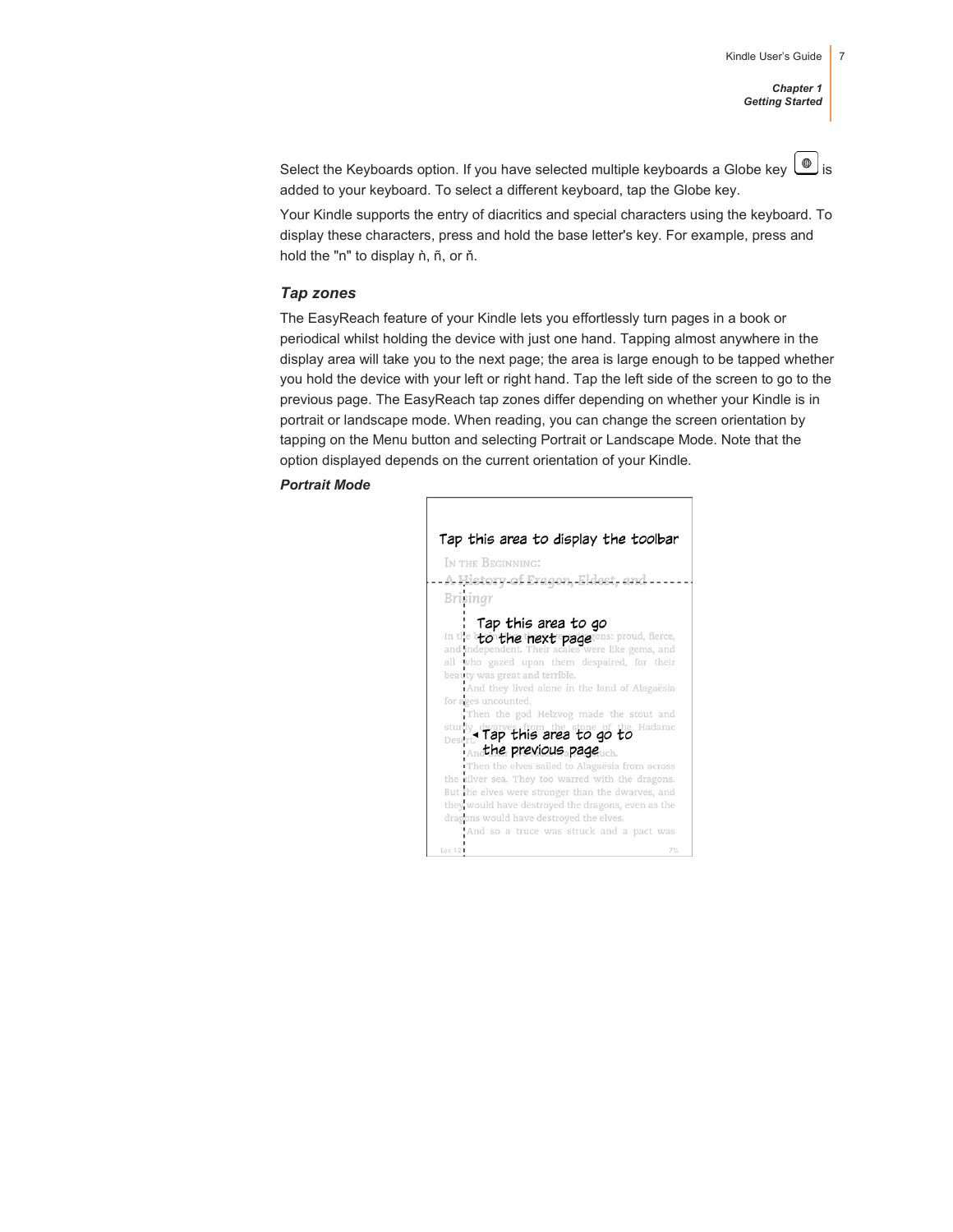Select the Keyboards option. If you have selected multiple keyboards a Globe key is added to your keyboard. To select a different keyboard, tap the Globe key.

Your Kindle supports the entry of diacritics and special characters using the keyboard. To display these characters, press and hold the base letter's key. For example, press and hold the "n" to display ṅ, ñ, or ň.

### *Tap zones*

The EasyReach feature of your Kindle lets you effortlessly turn pages in a book or periodical whilst holding the device with just one hand. Tapping almost anywhere in the display area will take you to the next page; the area is large enough to be tapped whether you hold the device with your left or right hand. Tap the left side of the screen to go to the previous page. The EasyReach tap zones differ depending on whether your Kindle is in portrait or landscape mode. When reading, you can change the screen orientation by tapping on the Menu button and selecting Portrait or Landscape Mode. Note that the option displayed depends on the current orientation of your Kindle.

***Portrait Mode***

Tap this area to display the toolbar

Tap this area to go to the next page

Tap this area to go to the previous page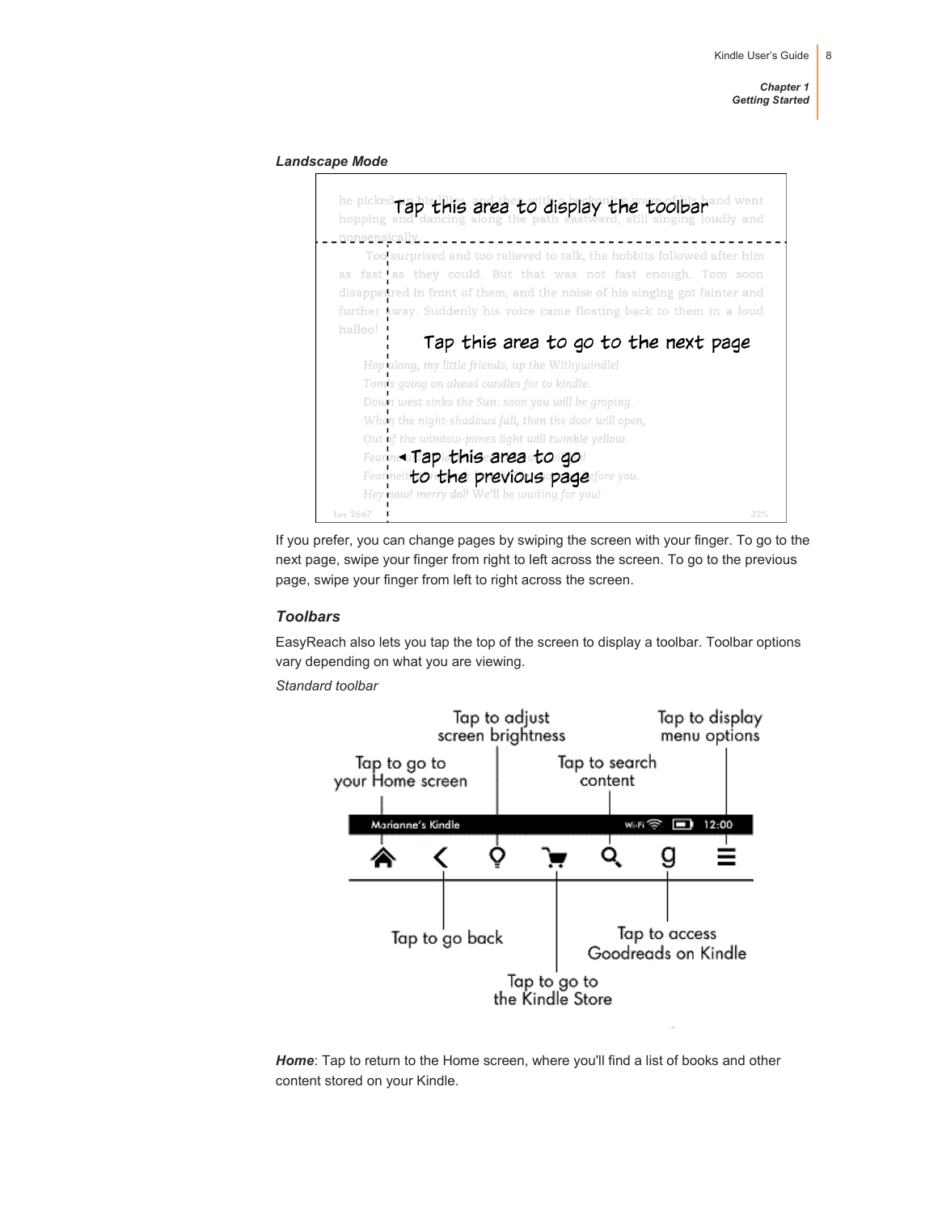*Landscape Mode*

If you prefer, you can change pages by swiping the screen with your finger. To go to the next page, swipe your finger from right to left across the screen. To go to the previous page, swipe your finger from left to right across the screen.

### *Toolbars*

EasyReach also lets you tap the top of the screen to display a toolbar. Toolbar options vary depending on what you are viewing.

*Standard toolbar*

***Home***: Tap to return to the Home screen, where you'll find a list of books and other content stored on your Kindle.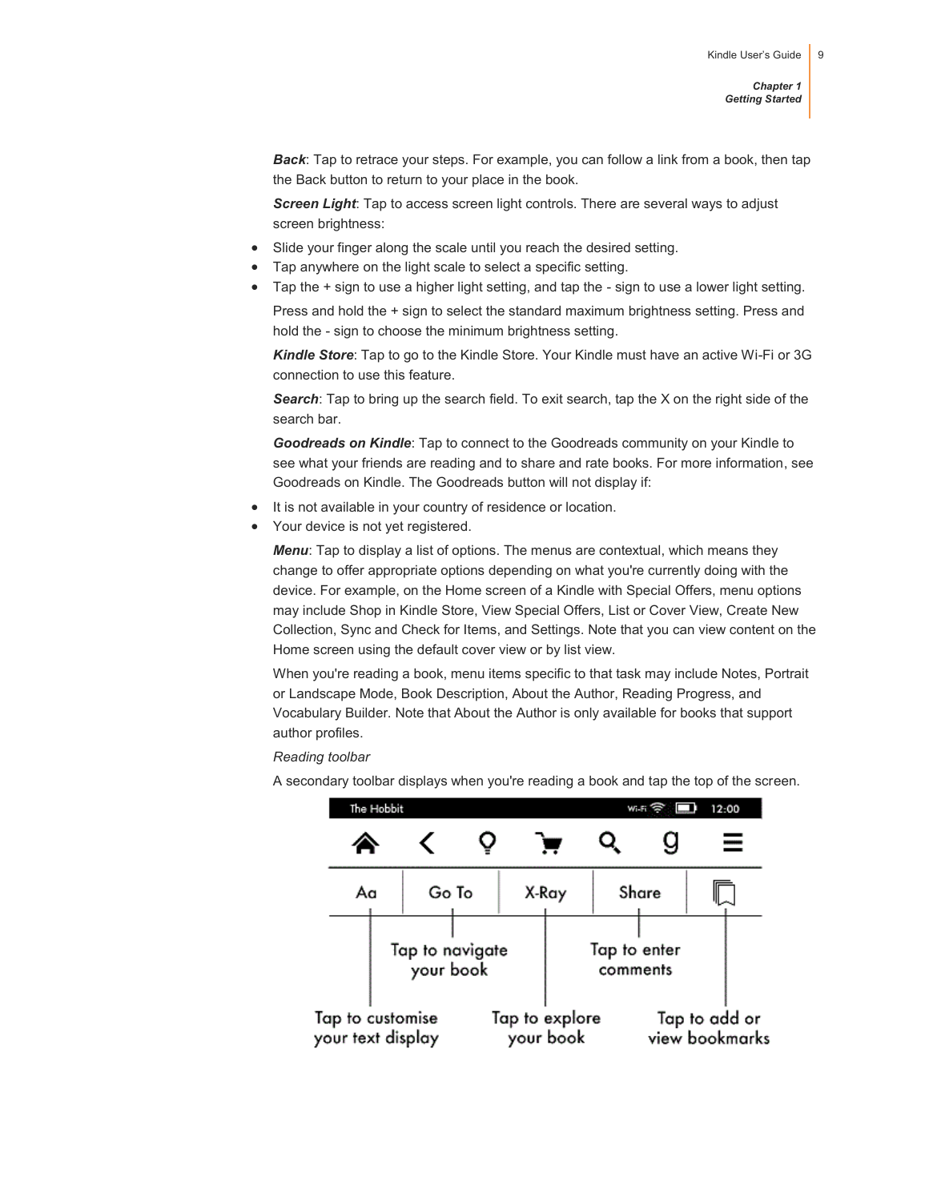***Back***: Tap to retrace your steps. For example, you can follow a link from a book, then tap the Back button to return to your place in the book.

***Screen Light***: Tap to access screen light controls. There are several ways to adjust screen brightness:

- Slide your finger along the scale until you reach the desired setting.
- Tap anywhere on the light scale to select a specific setting.
- Tap the + sign to use a higher light setting, and tap the - sign to use a lower light setting.

Press and hold the + sign to select the standard maximum brightness setting. Press and hold the - sign to choose the minimum brightness setting.

***Kindle Store***: Tap to go to the Kindle Store. Your Kindle must have an active Wi-Fi or 3G connection to use this feature.

***Search***: Tap to bring up the search field. To exit search, tap the X on the right side of the search bar.

***Goodreads on Kindle***: Tap to connect to the Goodreads community on your Kindle to see what your friends are reading and to share and rate books. For more information, see Goodreads on Kindle. The Goodreads button will not display if:

- It is not available in your country of residence or location.
- Your device is not yet registered.

***Menu***: Tap to display a list of options. The menus are contextual, which means they change to offer appropriate options depending on what you're currently doing with the device. For example, on the Home screen of a Kindle with Special Offers, menu options may include Shop in Kindle Store, View Special Offers, List or Cover View, Create New Collection, Sync and Check for Items, and Settings. Note that you can view content on the Home screen using the default cover view or by list view.

When you're reading a book, menu items specific to that task may include Notes, Portrait or Landscape Mode, Book Description, About the Author, Reading Progress, and Vocabulary Builder. Note that About the Author is only available for books that support author profiles.

*Reading toolbar*

A secondary toolbar displays when you're reading a book and tap the top of the screen.

The Hobbit — Wi-Fi — 12:00

Aa | Go To | X-Ray | Share | (bookmark)

Tap to customise your text display — Tap to navigate your book — Tap to explore your book — Tap to enter comments — Tap to add or view bookmarks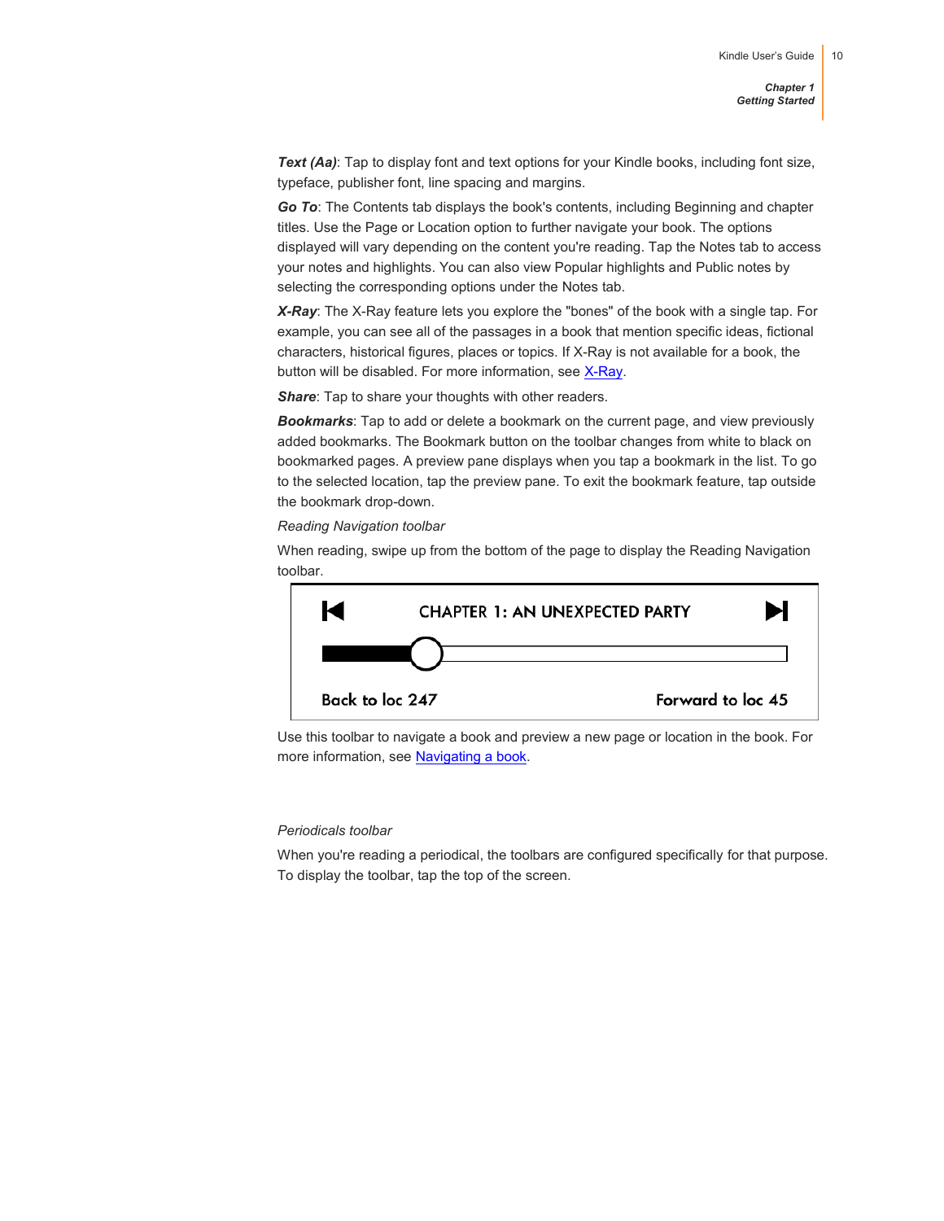***Text (Aa)***: Tap to display font and text options for your Kindle books, including font size, typeface, publisher font, line spacing and margins.

***Go To***: The Contents tab displays the book's contents, including Beginning and chapter titles. Use the Page or Location option to further navigate your book. The options displayed will vary depending on the content you're reading. Tap the Notes tab to access your notes and highlights. You can also view Popular highlights and Public notes by selecting the corresponding options under the Notes tab.

***X-Ray***: The X-Ray feature lets you explore the "bones" of the book with a single tap. For example, you can see all of the passages in a book that mention specific ideas, fictional characters, historical figures, places or topics. If X-Ray is not available for a book, the button will be disabled. For more information, see X-Ray.

***Share***: Tap to share your thoughts with other readers.

***Bookmarks***: Tap to add or delete a bookmark on the current page, and view previously added bookmarks. The Bookmark button on the toolbar changes from white to black on bookmarked pages. A preview pane displays when you tap a bookmark in the list. To go to the selected location, tap the preview pane. To exit the bookmark feature, tap outside the bookmark drop-down.

*Reading Navigation toolbar*

When reading, swipe up from the bottom of the page to display the Reading Navigation toolbar.

Use this toolbar to navigate a book and preview a new page or location in the book. For more information, see Navigating a book.

*Periodicals toolbar*

When you're reading a periodical, the toolbars are configured specifically for that purpose. To display the toolbar, tap the top of the screen.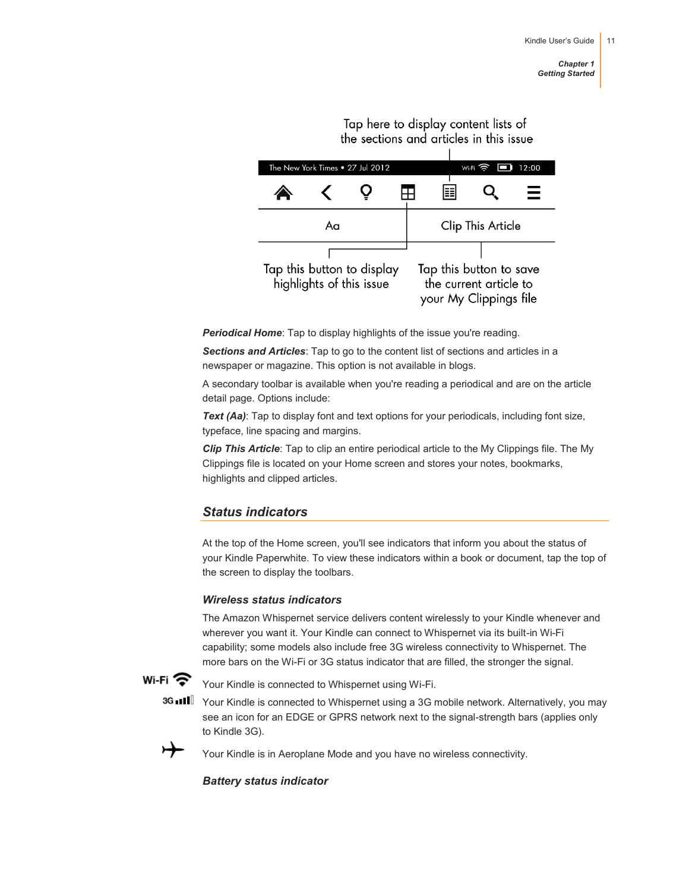Tap here to display content lists of the sections and articles in this issue

Tap this button to display highlights of this issue

Tap this button to save the current article to your My Clippings file

***Periodical Home***: Tap to display highlights of the issue you're reading.

***Sections and Articles***: Tap to go to the content list of sections and articles in a newspaper or magazine. This option is not available in blogs.

A secondary toolbar is available when you're reading a periodical and are on the article detail page. Options include:

***Text (Aa)***: Tap to display font and text options for your periodicals, including font size, typeface, line spacing and margins.

***Clip This Article***: Tap to clip an entire periodical article to the My Clippings file. The My Clippings file is located on your Home screen and stores your notes, bookmarks, highlights and clipped articles.

## *Status indicators*

At the top of the Home screen, you'll see indicators that inform you about the status of your Kindle Paperwhite. To view these indicators within a book or document, tap the top of the screen to display the toolbars.

### *Wireless status indicators*

The Amazon Whispernet service delivers content wirelessly to your Kindle whenever and wherever you want it. Your Kindle can connect to Whispernet via its built-in Wi-Fi capability; some models also include free 3G wireless connectivity to Whispernet. The more bars on the Wi-Fi or 3G status indicator that are filled, the stronger the signal.

Wi-Fi — Your Kindle is connected to Whispernet using Wi-Fi.

3G — Your Kindle is connected to Whispernet using a 3G mobile network. Alternatively, you may see an icon for an EDGE or GPRS network next to the signal-strength bars (applies only to Kindle 3G).

Your Kindle is in Aeroplane Mode and you have no wireless connectivity.

### *Battery status indicator*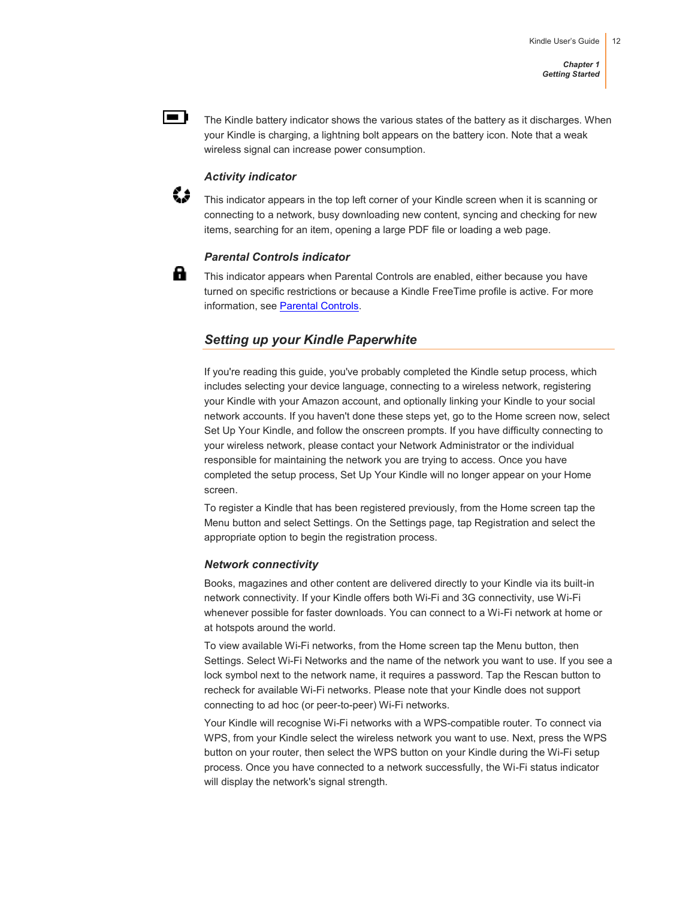The Kindle battery indicator shows the various states of the battery as it discharges. When your Kindle is charging, a lightning bolt appears on the battery icon. Note that a weak wireless signal can increase power consumption.

### *Activity indicator*

This indicator appears in the top left corner of your Kindle screen when it is scanning or connecting to a network, busy downloading new content, syncing and checking for new items, searching for an item, opening a large PDF file or loading a web page.

### *Parental Controls indicator*

This indicator appears when Parental Controls are enabled, either because you have turned on specific restrictions or because a Kindle FreeTime profile is active. For more information, see Parental Controls.

## *Setting up your Kindle Paperwhite*

If you're reading this guide, you've probably completed the Kindle setup process, which includes selecting your device language, connecting to a wireless network, registering your Kindle with your Amazon account, and optionally linking your Kindle to your social network accounts. If you haven't done these steps yet, go to the Home screen now, select Set Up Your Kindle, and follow the onscreen prompts. If you have difficulty connecting to your wireless network, please contact your Network Administrator or the individual responsible for maintaining the network you are trying to access. Once you have completed the setup process, Set Up Your Kindle will no longer appear on your Home screen.

To register a Kindle that has been registered previously, from the Home screen tap the Menu button and select Settings. On the Settings page, tap Registration and select the appropriate option to begin the registration process.

### *Network connectivity*

Books, magazines and other content are delivered directly to your Kindle via its built-in network connectivity. If your Kindle offers both Wi-Fi and 3G connectivity, use Wi-Fi whenever possible for faster downloads. You can connect to a Wi-Fi network at home or at hotspots around the world.

To view available Wi-Fi networks, from the Home screen tap the Menu button, then Settings. Select Wi-Fi Networks and the name of the network you want to use. If you see a lock symbol next to the network name, it requires a password. Tap the Rescan button to recheck for available Wi-Fi networks. Please note that your Kindle does not support connecting to ad hoc (or peer-to-peer) Wi-Fi networks.

Your Kindle will recognise Wi-Fi networks with a WPS-compatible router. To connect via WPS, from your Kindle select the wireless network you want to use. Next, press the WPS button on your router, then select the WPS button on your Kindle during the Wi-Fi setup process. Once you have connected to a network successfully, the Wi-Fi status indicator will display the network's signal strength.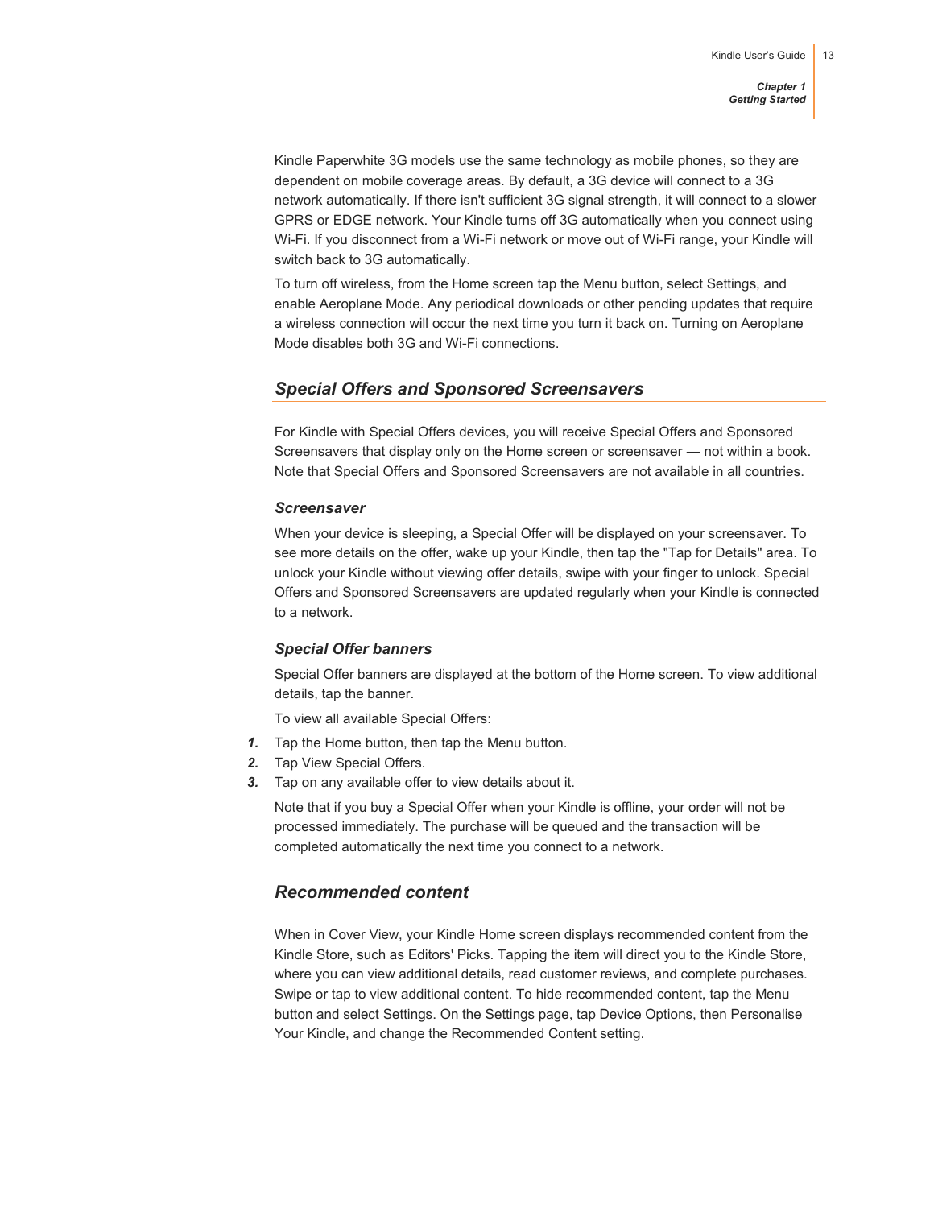Kindle Paperwhite 3G models use the same technology as mobile phones, so they are dependent on mobile coverage areas. By default, a 3G device will connect to a 3G network automatically. If there isn't sufficient 3G signal strength, it will connect to a slower GPRS or EDGE network. Your Kindle turns off 3G automatically when you connect using Wi-Fi. If you disconnect from a Wi-Fi network or move out of Wi-Fi range, your Kindle will switch back to 3G automatically.

To turn off wireless, from the Home screen tap the Menu button, select Settings, and enable Aeroplane Mode. Any periodical downloads or other pending updates that require a wireless connection will occur the next time you turn it back on. Turning on Aeroplane Mode disables both 3G and Wi-Fi connections.

## *Special Offers and Sponsored Screensavers*

For Kindle with Special Offers devices, you will receive Special Offers and Sponsored Screensavers that display only on the Home screen or screensaver — not within a book. Note that Special Offers and Sponsored Screensavers are not available in all countries.

### *Screensaver*

When your device is sleeping, a Special Offer will be displayed on your screensaver. To see more details on the offer, wake up your Kindle, then tap the "Tap for Details" area. To unlock your Kindle without viewing offer details, swipe with your finger to unlock. Special Offers and Sponsored Screensavers are updated regularly when your Kindle is connected to a network.

### *Special Offer banners*

Special Offer banners are displayed at the bottom of the Home screen. To view additional details, tap the banner.

To view all available Special Offers:

1. Tap the Home button, then tap the Menu button.
2. Tap View Special Offers.
3. Tap on any available offer to view details about it.

Note that if you buy a Special Offer when your Kindle is offline, your order will not be processed immediately. The purchase will be queued and the transaction will be completed automatically the next time you connect to a network.

## *Recommended content*

When in Cover View, your Kindle Home screen displays recommended content from the Kindle Store, such as Editors' Picks. Tapping the item will direct you to the Kindle Store, where you can view additional details, read customer reviews, and complete purchases. Swipe or tap to view additional content. To hide recommended content, tap the Menu button and select Settings. On the Settings page, tap Device Options, then Personalise Your Kindle, and change the Recommended Content setting.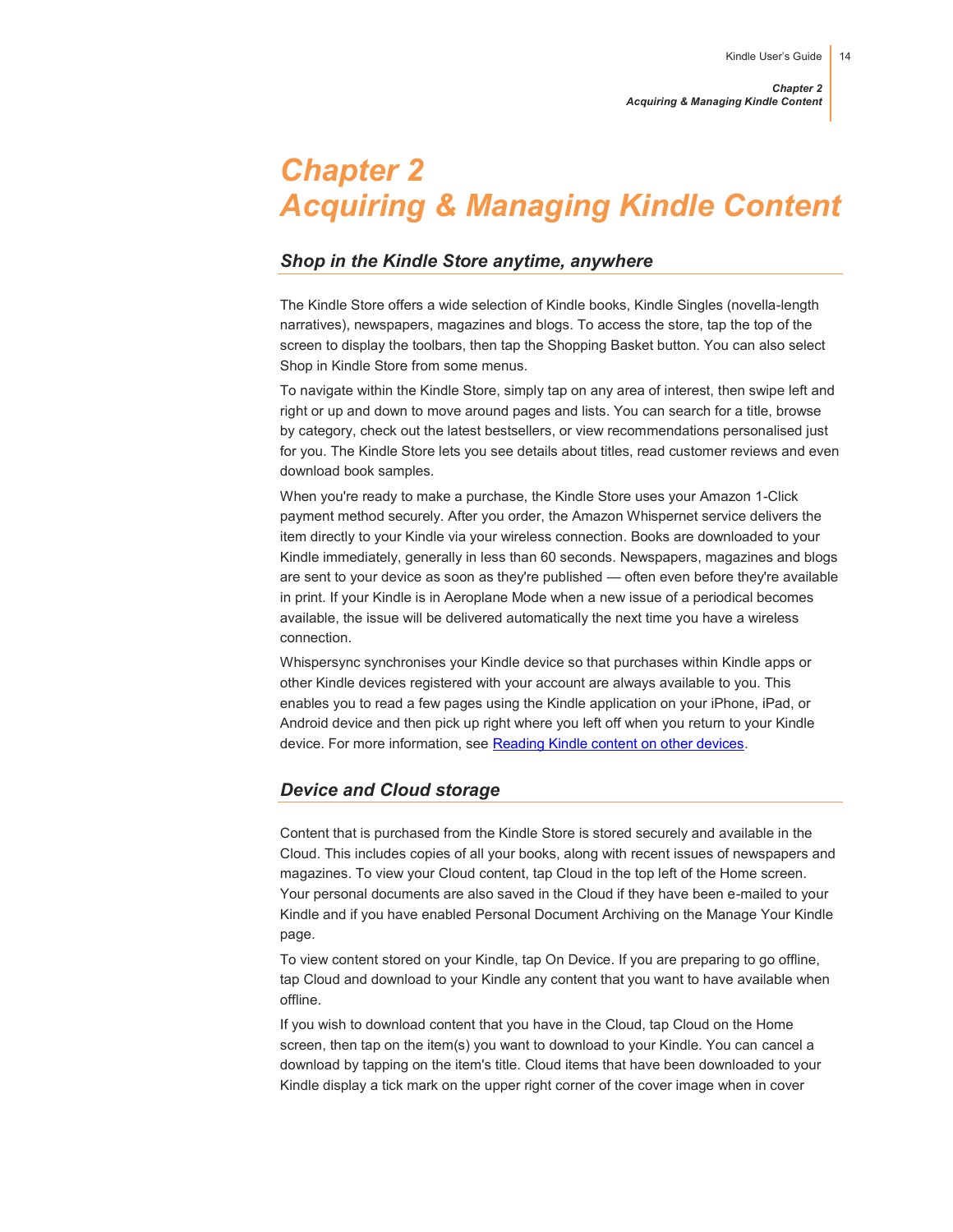# *Chapter 2*
# *Acquiring & Managing Kindle Content*

## *Shop in the Kindle Store anytime, anywhere*

The Kindle Store offers a wide selection of Kindle books, Kindle Singles (novella-length narratives), newspapers, magazines and blogs. To access the store, tap the top of the screen to display the toolbars, then tap the Shopping Basket button. You can also select Shop in Kindle Store from some menus.

To navigate within the Kindle Store, simply tap on any area of interest, then swipe left and right or up and down to move around pages and lists. You can search for a title, browse by category, check out the latest bestsellers, or view recommendations personalised just for you. The Kindle Store lets you see details about titles, read customer reviews and even download book samples.

When you're ready to make a purchase, the Kindle Store uses your Amazon 1-Click payment method securely. After you order, the Amazon Whispernet service delivers the item directly to your Kindle via your wireless connection. Books are downloaded to your Kindle immediately, generally in less than 60 seconds. Newspapers, magazines and blogs are sent to your device as soon as they're published — often even before they're available in print. If your Kindle is in Aeroplane Mode when a new issue of a periodical becomes available, the issue will be delivered automatically the next time you have a wireless connection.

Whispersync synchronises your Kindle device so that purchases within Kindle apps or other Kindle devices registered with your account are always available to you. This enables you to read a few pages using the Kindle application on your iPhone, iPad, or Android device and then pick up right where you left off when you return to your Kindle device. For more information, see Reading Kindle content on other devices.

## *Device and Cloud storage*

Content that is purchased from the Kindle Store is stored securely and available in the Cloud. This includes copies of all your books, along with recent issues of newspapers and magazines. To view your Cloud content, tap Cloud in the top left of the Home screen. Your personal documents are also saved in the Cloud if they have been e-mailed to your Kindle and if you have enabled Personal Document Archiving on the Manage Your Kindle page.

To view content stored on your Kindle, tap On Device. If you are preparing to go offline, tap Cloud and download to your Kindle any content that you want to have available when offline.

If you wish to download content that you have in the Cloud, tap Cloud on the Home screen, then tap on the item(s) you want to download to your Kindle. You can cancel a download by tapping on the item's title. Cloud items that have been downloaded to your Kindle display a tick mark on the upper right corner of the cover image when in cover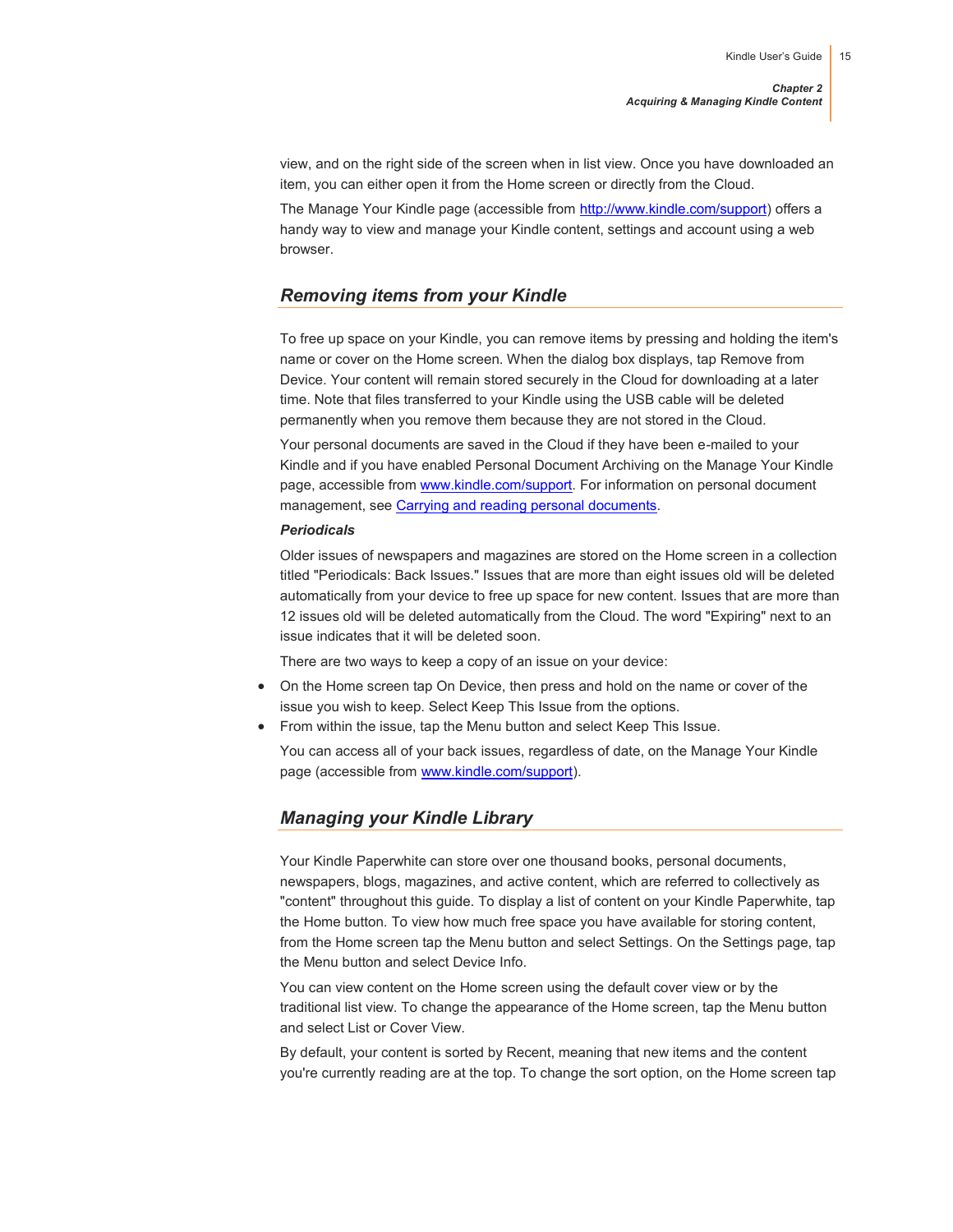view, and on the right side of the screen when in list view. Once you have downloaded an item, you can either open it from the Home screen or directly from the Cloud.

The Manage Your Kindle page (accessible from [http://www.kindle.com/support](http://www.kindle.com/support)) offers a handy way to view and manage your Kindle content, settings and account using a web browser.

## *Removing items from your Kindle*

To free up space on your Kindle, you can remove items by pressing and holding the item's name or cover on the Home screen. When the dialog box displays, tap Remove from Device. Your content will remain stored securely in the Cloud for downloading at a later time. Note that files transferred to your Kindle using the USB cable will be deleted permanently when you remove them because they are not stored in the Cloud.

Your personal documents are saved in the Cloud if they have been e-mailed to your Kindle and if you have enabled Personal Document Archiving on the Manage Your Kindle page, accessible from [www.kindle.com/support](http://www.kindle.com/support). For information on personal document management, see Carrying and reading personal documents.

***Periodicals***

Older issues of newspapers and magazines are stored on the Home screen in a collection titled "Periodicals: Back Issues." Issues that are more than eight issues old will be deleted automatically from your device to free up space for new content. Issues that are more than 12 issues old will be deleted automatically from the Cloud. The word "Expiring" next to an issue indicates that it will be deleted soon.

There are two ways to keep a copy of an issue on your device:

- On the Home screen tap On Device, then press and hold on the name or cover of the issue you wish to keep. Select Keep This Issue from the options.
- From within the issue, tap the Menu button and select Keep This Issue.

You can access all of your back issues, regardless of date, on the Manage Your Kindle page (accessible from [www.kindle.com/support](http://www.kindle.com/support)).

## *Managing your Kindle Library*

Your Kindle Paperwhite can store over one thousand books, personal documents, newspapers, blogs, magazines, and active content, which are referred to collectively as "content" throughout this guide. To display a list of content on your Kindle Paperwhite, tap the Home button. To view how much free space you have available for storing content, from the Home screen tap the Menu button and select Settings. On the Settings page, tap the Menu button and select Device Info.

You can view content on the Home screen using the default cover view or by the traditional list view. To change the appearance of the Home screen, tap the Menu button and select List or Cover View.

By default, your content is sorted by Recent, meaning that new items and the content you're currently reading are at the top. To change the sort option, on the Home screen tap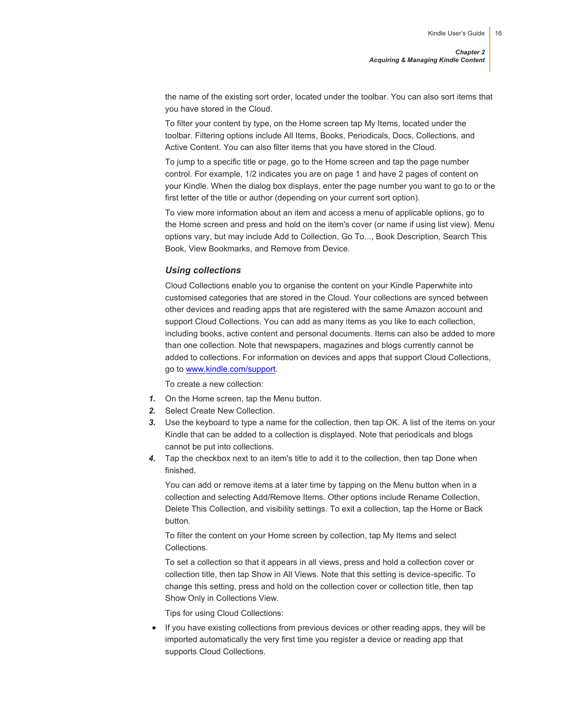the name of the existing sort order, located under the toolbar. You can also sort items that you have stored in the Cloud.

To filter your content by type, on the Home screen tap My Items, located under the toolbar. Filtering options include All Items, Books, Periodicals, Docs, Collections, and Active Content. You can also filter items that you have stored in the Cloud.

To jump to a specific title or page, go to the Home screen and tap the page number control. For example, 1/2 indicates you are on page 1 and have 2 pages of content on your Kindle. When the dialog box displays, enter the page number you want to go to or the first letter of the title or author (depending on your current sort option).

To view more information about an item and access a menu of applicable options, go to the Home screen and press and hold on the item's cover (or name if using list view). Menu options vary, but may include Add to Collection, Go To..., Book Description, Search This Book, View Bookmarks, and Remove from Device.

### *Using collections*

Cloud Collections enable you to organise the content on your Kindle Paperwhite into customised categories that are stored in the Cloud. Your collections are synced between other devices and reading apps that are registered with the same Amazon account and support Cloud Collections. You can add as many items as you like to each collection, including books, active content and personal documents. Items can also be added to more than one collection. Note that newspapers, magazines and blogs currently cannot be added to collections. For information on devices and apps that support Cloud Collections, go to [www.kindle.com/support](http://www.kindle.com/support).

To create a new collection:

1. On the Home screen, tap the Menu button.
2. Select Create New Collection.
3. Use the keyboard to type a name for the collection, then tap OK. A list of the items on your Kindle that can be added to a collection is displayed. Note that periodicals and blogs cannot be put into collections.
4. Tap the checkbox next to an item's title to add it to the collection, then tap Done when finished.

You can add or remove items at a later time by tapping on the Menu button when in a collection and selecting Add/Remove Items. Other options include Rename Collection, Delete This Collection, and visibility settings. To exit a collection, tap the Home or Back button.

To filter the content on your Home screen by collection, tap My Items and select Collections.

To set a collection so that it appears in all views, press and hold a collection cover or collection title, then tap Show in All Views. Note that this setting is device-specific. To change this setting, press and hold on the collection cover or collection title, then tap Show Only in Collections View.

Tips for using Cloud Collections:

- If you have existing collections from previous devices or other reading apps, they will be imported automatically the very first time you register a device or reading app that supports Cloud Collections.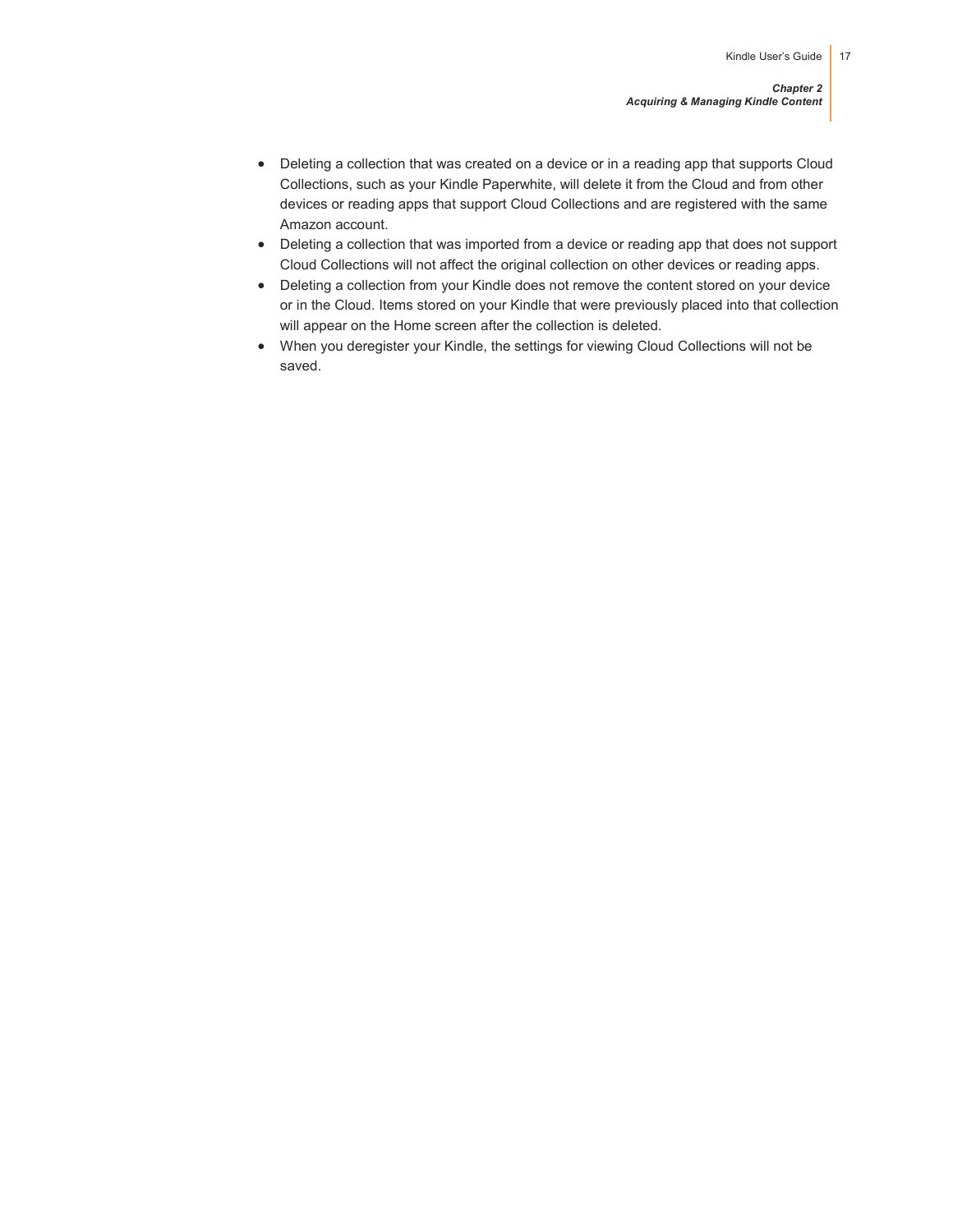- Deleting a collection that was created on a device or in a reading app that supports Cloud Collections, such as your Kindle Paperwhite, will delete it from the Cloud and from other devices or reading apps that support Cloud Collections and are registered with the same Amazon account.
- Deleting a collection that was imported from a device or reading app that does not support Cloud Collections will not affect the original collection on other devices or reading apps.
- Deleting a collection from your Kindle does not remove the content stored on your device or in the Cloud. Items stored on your Kindle that were previously placed into that collection will appear on the Home screen after the collection is deleted.
- When you deregister your Kindle, the settings for viewing Cloud Collections will not be saved.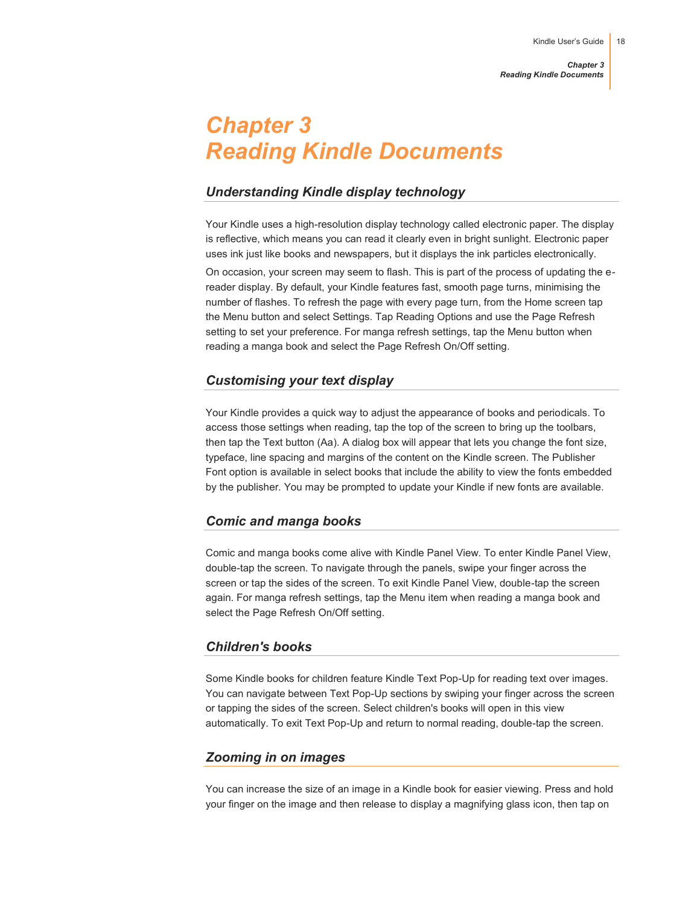# Chapter 3
# Reading Kindle Documents

## Understanding Kindle display technology

Your Kindle uses a high-resolution display technology called electronic paper. The display is reflective, which means you can read it clearly even in bright sunlight. Electronic paper uses ink just like books and newspapers, but it displays the ink particles electronically.

On occasion, your screen may seem to flash. This is part of the process of updating the e-reader display. By default, your Kindle features fast, smooth page turns, minimising the number of flashes. To refresh the page with every page turn, from the Home screen tap the Menu button and select Settings. Tap Reading Options and use the Page Refresh setting to set your preference. For manga refresh settings, tap the Menu button when reading a manga book and select the Page Refresh On/Off setting.

## Customising your text display

Your Kindle provides a quick way to adjust the appearance of books and periodicals. To access those settings when reading, tap the top of the screen to bring up the toolbars, then tap the Text button (Aa). A dialog box will appear that lets you change the font size, typeface, line spacing and margins of the content on the Kindle screen. The Publisher Font option is available in select books that include the ability to view the fonts embedded by the publisher. You may be prompted to update your Kindle if new fonts are available.

## Comic and manga books

Comic and manga books come alive with Kindle Panel View. To enter Kindle Panel View, double-tap the screen. To navigate through the panels, swipe your finger across the screen or tap the sides of the screen. To exit Kindle Panel View, double-tap the screen again. For manga refresh settings, tap the Menu item when reading a manga book and select the Page Refresh On/Off setting.

## Children's books

Some Kindle books for children feature Kindle Text Pop-Up for reading text over images. You can navigate between Text Pop-Up sections by swiping your finger across the screen or tapping the sides of the screen. Select children's books will open in this view automatically. To exit Text Pop-Up and return to normal reading, double-tap the screen.

## Zooming in on images

You can increase the size of an image in a Kindle book for easier viewing. Press and hold your finger on the image and then release to display a magnifying glass icon, then tap on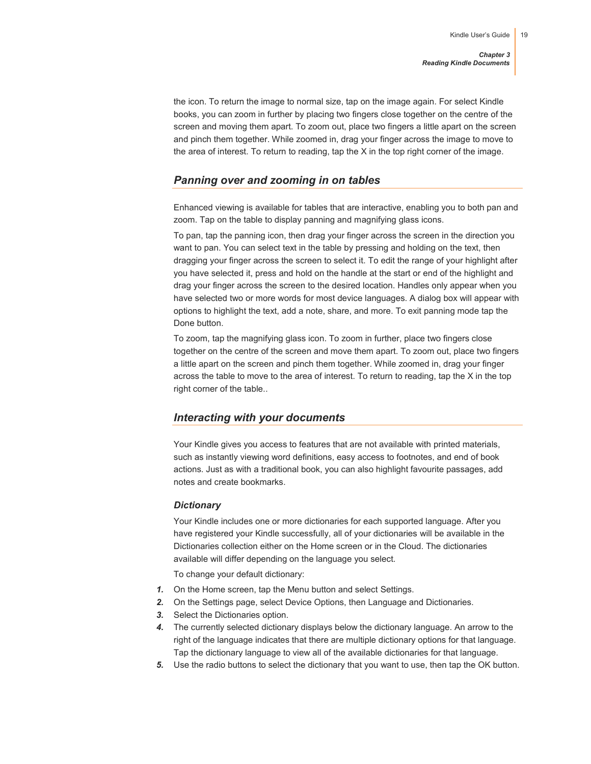the icon. To return the image to normal size, tap on the image again. For select Kindle books, you can zoom in further by placing two fingers close together on the centre of the screen and moving them apart. To zoom out, place two fingers a little apart on the screen and pinch them together. While zoomed in, drag your finger across the image to move to the area of interest. To return to reading, tap the X in the top right corner of the image.

## *Panning over and zooming in on tables*

Enhanced viewing is available for tables that are interactive, enabling you to both pan and zoom. Tap on the table to display panning and magnifying glass icons.

To pan, tap the panning icon, then drag your finger across the screen in the direction you want to pan. You can select text in the table by pressing and holding on the text, then dragging your finger across the screen to select it. To edit the range of your highlight after you have selected it, press and hold on the handle at the start or end of the highlight and drag your finger across the screen to the desired location. Handles only appear when you have selected two or more words for most device languages. A dialog box will appear with options to highlight the text, add a note, share, and more. To exit panning mode tap the Done button.

To zoom, tap the magnifying glass icon. To zoom in further, place two fingers close together on the centre of the screen and move them apart. To zoom out, place two fingers a little apart on the screen and pinch them together. While zoomed in, drag your finger across the table to move to the area of interest. To return to reading, tap the X in the top right corner of the table..

## *Interacting with your documents*

Your Kindle gives you access to features that are not available with printed materials, such as instantly viewing word definitions, easy access to footnotes, and end of book actions. Just as with a traditional book, you can also highlight favourite passages, add notes and create bookmarks.

### *Dictionary*

Your Kindle includes one or more dictionaries for each supported language. After you have registered your Kindle successfully, all of your dictionaries will be available in the Dictionaries collection either on the Home screen or in the Cloud. The dictionaries available will differ depending on the language you select.

To change your default dictionary:

1. On the Home screen, tap the Menu button and select Settings.
2. On the Settings page, select Device Options, then Language and Dictionaries.
3. Select the Dictionaries option.
4. The currently selected dictionary displays below the dictionary language. An arrow to the right of the language indicates that there are multiple dictionary options for that language. Tap the dictionary language to view all of the available dictionaries for that language.
5. Use the radio buttons to select the dictionary that you want to use, then tap the OK button.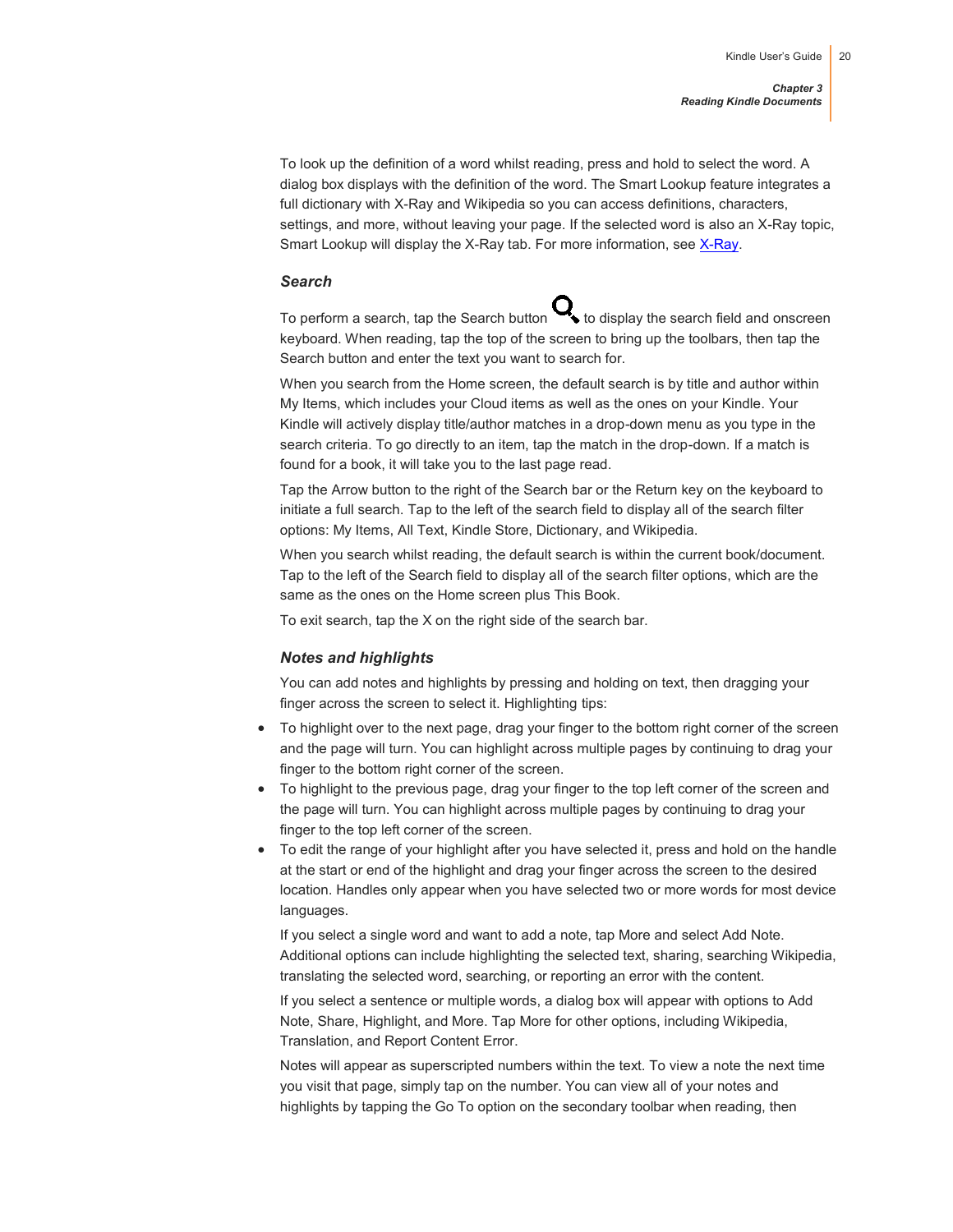To look up the definition of a word whilst reading, press and hold to select the word. A dialog box displays with the definition of the word. The Smart Lookup feature integrates a full dictionary with X-Ray and Wikipedia so you can access definitions, characters, settings, and more, without leaving your page. If the selected word is also an X-Ray topic, Smart Lookup will display the X-Ray tab. For more information, see X-Ray.

### *Search*

To perform a search, tap the Search button to display the search field and onscreen keyboard. When reading, tap the top of the screen to bring up the toolbars, then tap the Search button and enter the text you want to search for.

When you search from the Home screen, the default search is by title and author within My Items, which includes your Cloud items as well as the ones on your Kindle. Your Kindle will actively display title/author matches in a drop-down menu as you type in the search criteria. To go directly to an item, tap the match in the drop-down. If a match is found for a book, it will take you to the last page read.

Tap the Arrow button to the right of the Search bar or the Return key on the keyboard to initiate a full search. Tap to the left of the search field to display all of the search filter options: My Items, All Text, Kindle Store, Dictionary, and Wikipedia.

When you search whilst reading, the default search is within the current book/document. Tap to the left of the Search field to display all of the search filter options, which are the same as the ones on the Home screen plus This Book.

To exit search, tap the X on the right side of the search bar.

### *Notes and highlights*

You can add notes and highlights by pressing and holding on text, then dragging your finger across the screen to select it. Highlighting tips:

- To highlight over to the next page, drag your finger to the bottom right corner of the screen and the page will turn. You can highlight across multiple pages by continuing to drag your finger to the bottom right corner of the screen.
- To highlight to the previous page, drag your finger to the top left corner of the screen and the page will turn. You can highlight across multiple pages by continuing to drag your finger to the top left corner of the screen.
- To edit the range of your highlight after you have selected it, press and hold on the handle at the start or end of the highlight and drag your finger across the screen to the desired location. Handles only appear when you have selected two or more words for most device languages.

If you select a single word and want to add a note, tap More and select Add Note. Additional options can include highlighting the selected text, sharing, searching Wikipedia, translating the selected word, searching, or reporting an error with the content.

If you select a sentence or multiple words, a dialog box will appear with options to Add Note, Share, Highlight, and More. Tap More for other options, including Wikipedia, Translation, and Report Content Error.

Notes will appear as superscripted numbers within the text. To view a note the next time you visit that page, simply tap on the number. You can view all of your notes and highlights by tapping the Go To option on the secondary toolbar when reading, then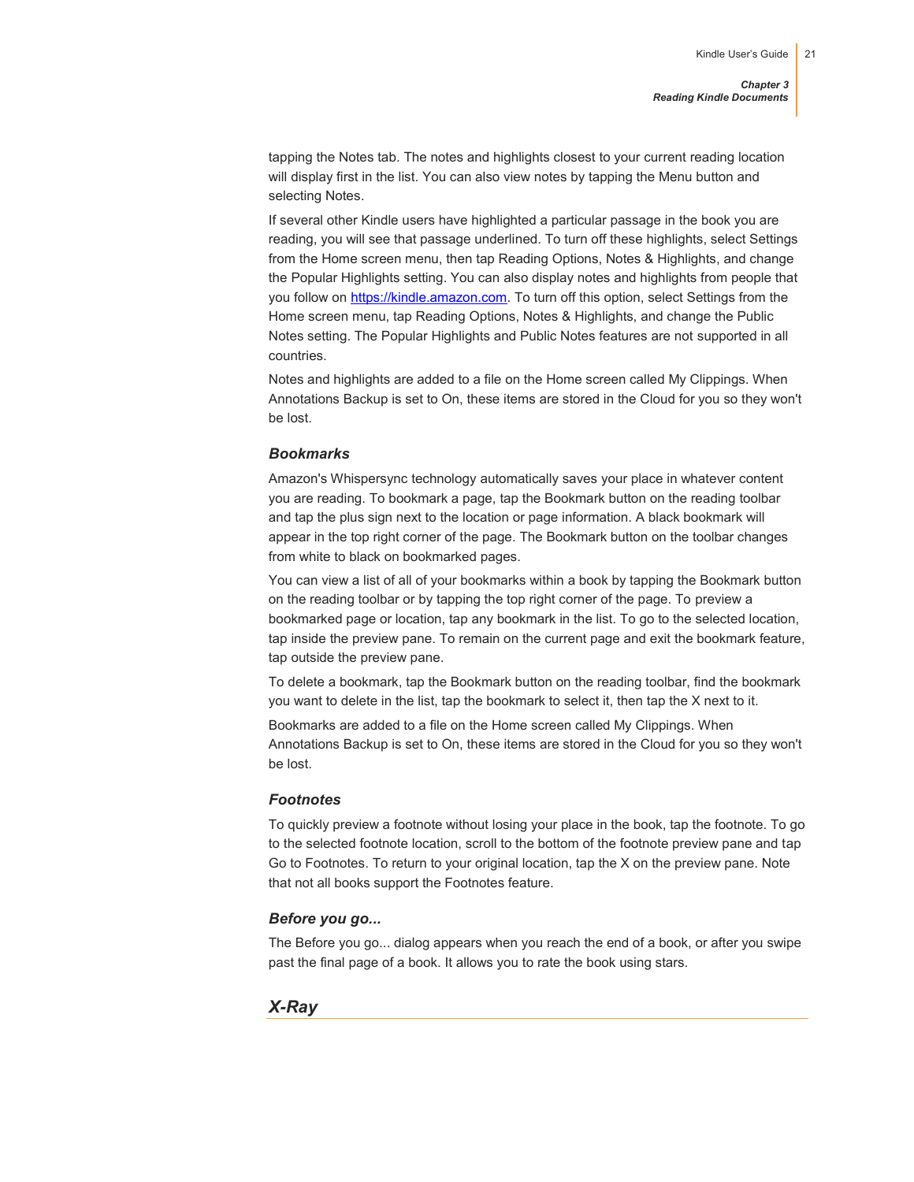tapping the Notes tab. The notes and highlights closest to your current reading location will display first in the list. You can also view notes by tapping the Menu button and selecting Notes.

If several other Kindle users have highlighted a particular passage in the book you are reading, you will see that passage underlined. To turn off these highlights, select Settings from the Home screen menu, then tap Reading Options, Notes & Highlights, and change the Popular Highlights setting. You can also display notes and highlights from people that you follow on [https://kindle.amazon.com](https://kindle.amazon.com). To turn off this option, select Settings from the Home screen menu, tap Reading Options, Notes & Highlights, and change the Public Notes setting. The Popular Highlights and Public Notes features are not supported in all countries.

Notes and highlights are added to a file on the Home screen called My Clippings. When Annotations Backup is set to On, these items are stored in the Cloud for you so they won't be lost.

### *Bookmarks*

Amazon's Whispersync technology automatically saves your place in whatever content you are reading. To bookmark a page, tap the Bookmark button on the reading toolbar and tap the plus sign next to the location or page information. A black bookmark will appear in the top right corner of the page. The Bookmark button on the toolbar changes from white to black on bookmarked pages.

You can view a list of all of your bookmarks within a book by tapping the Bookmark button on the reading toolbar or by tapping the top right corner of the page. To preview a bookmarked page or location, tap any bookmark in the list. To go to the selected location, tap inside the preview pane. To remain on the current page and exit the bookmark feature, tap outside the preview pane.

To delete a bookmark, tap the Bookmark button on the reading toolbar, find the bookmark you want to delete in the list, tap the bookmark to select it, then tap the X next to it.

Bookmarks are added to a file on the Home screen called My Clippings. When Annotations Backup is set to On, these items are stored in the Cloud for you so they won't be lost.

### *Footnotes*

To quickly preview a footnote without losing your place in the book, tap the footnote. To go to the selected footnote location, scroll to the bottom of the footnote preview pane and tap Go to Footnotes. To return to your original location, tap the X on the preview pane. Note that not all books support the Footnotes feature.

### *Before you go...*

The Before you go... dialog appears when you reach the end of a book, or after you swipe past the final page of a book. It allows you to rate the book using stars.

## *X-Ray*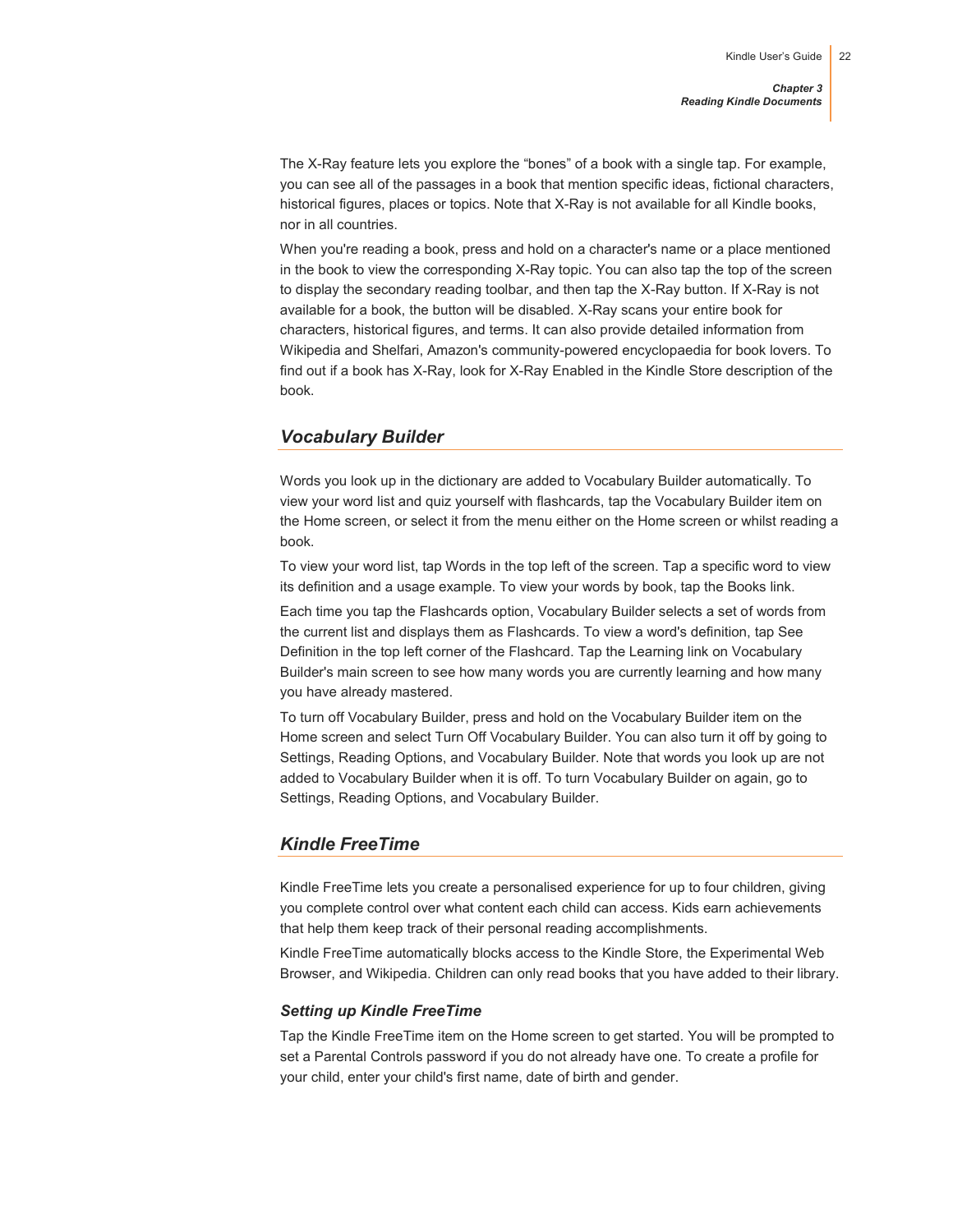The X-Ray feature lets you explore the “bones” of a book with a single tap. For example, you can see all of the passages in a book that mention specific ideas, fictional characters, historical figures, places or topics. Note that X-Ray is not available for all Kindle books, nor in all countries.

When you're reading a book, press and hold on a character's name or a place mentioned in the book to view the corresponding X-Ray topic. You can also tap the top of the screen to display the secondary reading toolbar, and then tap the X-Ray button. If X-Ray is not available for a book, the button will be disabled. X-Ray scans your entire book for characters, historical figures, and terms. It can also provide detailed information from Wikipedia and Shelfari, Amazon's community-powered encyclopaedia for book lovers. To find out if a book has X-Ray, look for X-Ray Enabled in the Kindle Store description of the book.

## *Vocabulary Builder*

Words you look up in the dictionary are added to Vocabulary Builder automatically. To view your word list and quiz yourself with flashcards, tap the Vocabulary Builder item on the Home screen, or select it from the menu either on the Home screen or whilst reading a book.

To view your word list, tap Words in the top left of the screen. Tap a specific word to view its definition and a usage example. To view your words by book, tap the Books link.

Each time you tap the Flashcards option, Vocabulary Builder selects a set of words from the current list and displays them as Flashcards. To view a word's definition, tap See Definition in the top left corner of the Flashcard. Tap the Learning link on Vocabulary Builder's main screen to see how many words you are currently learning and how many you have already mastered.

To turn off Vocabulary Builder, press and hold on the Vocabulary Builder item on the Home screen and select Turn Off Vocabulary Builder. You can also turn it off by going to Settings, Reading Options, and Vocabulary Builder. Note that words you look up are not added to Vocabulary Builder when it is off. To turn Vocabulary Builder on again, go to Settings, Reading Options, and Vocabulary Builder.

## *Kindle FreeTime*

Kindle FreeTime lets you create a personalised experience for up to four children, giving you complete control over what content each child can access. Kids earn achievements that help them keep track of their personal reading accomplishments.

Kindle FreeTime automatically blocks access to the Kindle Store, the Experimental Web Browser, and Wikipedia. Children can only read books that you have added to their library.

### *Setting up Kindle FreeTime*

Tap the Kindle FreeTime item on the Home screen to get started. You will be prompted to set a Parental Controls password if you do not already have one. To create a profile for your child, enter your child's first name, date of birth and gender.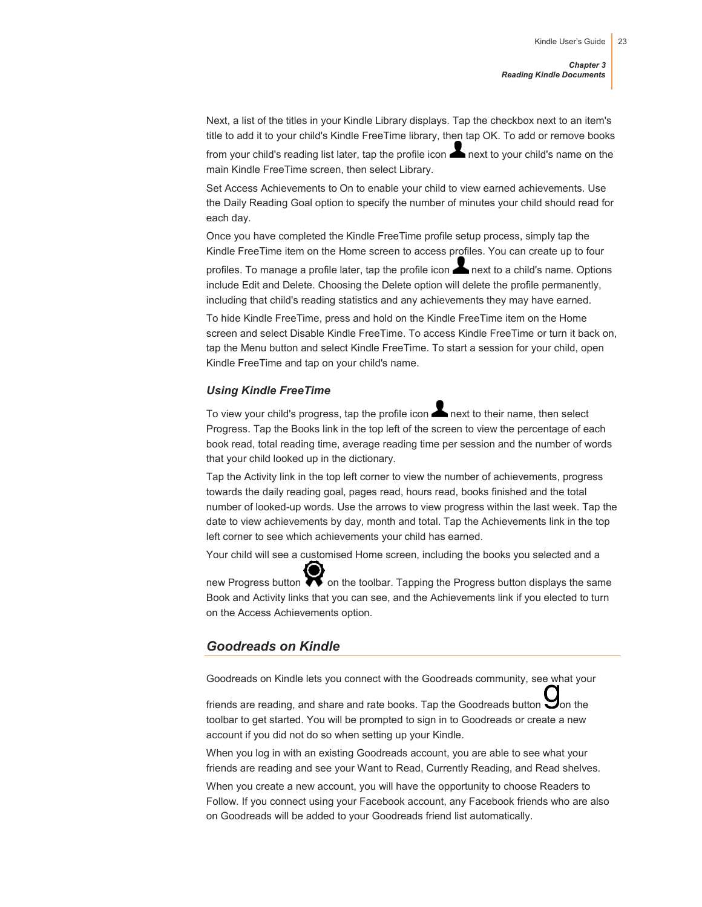Next, a list of the titles in your Kindle Library displays. Tap the checkbox next to an item's title to add it to your child's Kindle FreeTime library, then tap OK. To add or remove books from your child's reading list later, tap the profile icon next to your child's name on the main Kindle FreeTime screen, then select Library.

Set Access Achievements to On to enable your child to view earned achievements. Use the Daily Reading Goal option to specify the number of minutes your child should read for each day.

Once you have completed the Kindle FreeTime profile setup process, simply tap the Kindle FreeTime item on the Home screen to access profiles. You can create up to four profiles. To manage a profile later, tap the profile icon next to a child's name. Options include Edit and Delete. Choosing the Delete option will delete the profile permanently, including that child's reading statistics and any achievements they may have earned.

To hide Kindle FreeTime, press and hold on the Kindle FreeTime item on the Home screen and select Disable Kindle FreeTime. To access Kindle FreeTime or turn it back on, tap the Menu button and select Kindle FreeTime. To start a session for your child, open Kindle FreeTime and tap on your child's name.

### *Using Kindle FreeTime*

To view your child's progress, tap the profile icon next to their name, then select Progress. Tap the Books link in the top left of the screen to view the percentage of each book read, total reading time, average reading time per session and the number of words that your child looked up in the dictionary.

Tap the Activity link in the top left corner to view the number of achievements, progress towards the daily reading goal, pages read, hours read, books finished and the total number of looked-up words. Use the arrows to view progress within the last week. Tap the date to view achievements by day, month and total. Tap the Achievements link in the top left corner to see which achievements your child has earned.

Your child will see a customised Home screen, including the books you selected and a new Progress button on the toolbar. Tapping the Progress button displays the same Book and Activity links that you can see, and the Achievements link if you elected to turn on the Access Achievements option.

## *Goodreads on Kindle*

Goodreads on Kindle lets you connect with the Goodreads community, see what your friends are reading, and share and rate books. Tap the Goodreads button g on the toolbar to get started. You will be prompted to sign in to Goodreads or create a new account if you did not do so when setting up your Kindle.

When you log in with an existing Goodreads account, you are able to see what your friends are reading and see your Want to Read, Currently Reading, and Read shelves.

When you create a new account, you will have the opportunity to choose Readers to Follow. If you connect using your Facebook account, any Facebook friends who are also on Goodreads will be added to your Goodreads friend list automatically.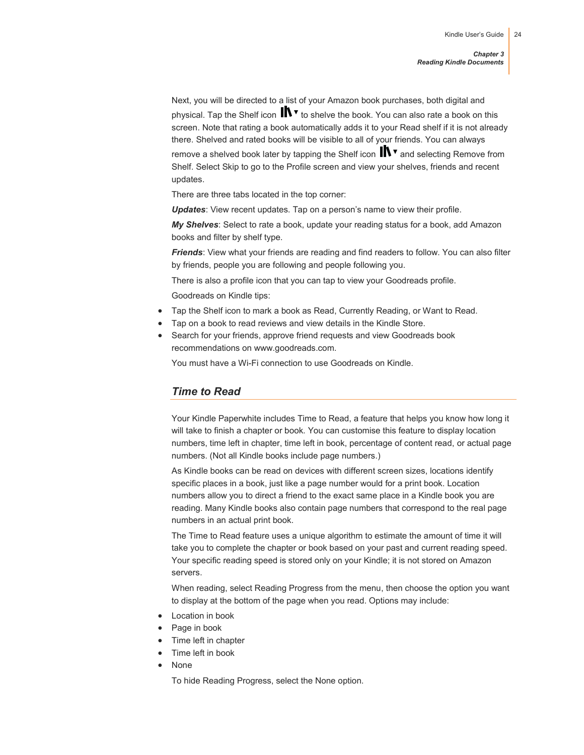Next, you will be directed to a list of your Amazon book purchases, both digital and physical. Tap the Shelf icon to shelve the book. You can also rate a book on this screen. Note that rating a book automatically adds it to your Read shelf if it is not already there. Shelved and rated books will be visible to all of your friends. You can always remove a shelved book later by tapping the Shelf icon and selecting Remove from Shelf. Select Skip to go to the Profile screen and view your shelves, friends and recent updates.

There are three tabs located in the top corner:

***Updates***: View recent updates. Tap on a person's name to view their profile.

***My Shelves***: Select to rate a book, update your reading status for a book, add Amazon books and filter by shelf type.

***Friends***: View what your friends are reading and find readers to follow. You can also filter by friends, people you are following and people following you.

There is also a profile icon that you can tap to view your Goodreads profile.

Goodreads on Kindle tips:

- Tap the Shelf icon to mark a book as Read, Currently Reading, or Want to Read.
- Tap on a book to read reviews and view details in the Kindle Store.
- Search for your friends, approve friend requests and view Goodreads book recommendations on www.goodreads.com.

You must have a Wi-Fi connection to use Goodreads on Kindle.

## *Time to Read*

Your Kindle Paperwhite includes Time to Read, a feature that helps you know how long it will take to finish a chapter or book. You can customise this feature to display location numbers, time left in chapter, time left in book, percentage of content read, or actual page numbers. (Not all Kindle books include page numbers.)

As Kindle books can be read on devices with different screen sizes, locations identify specific places in a book, just like a page number would for a print book. Location numbers allow you to direct a friend to the exact same place in a Kindle book you are reading. Many Kindle books also contain page numbers that correspond to the real page numbers in an actual print book.

The Time to Read feature uses a unique algorithm to estimate the amount of time it will take you to complete the chapter or book based on your past and current reading speed. Your specific reading speed is stored only on your Kindle; it is not stored on Amazon servers.

When reading, select Reading Progress from the menu, then choose the option you want to display at the bottom of the page when you read. Options may include:

- Location in book
- Page in book
- Time left in chapter
- Time left in book
- None

To hide Reading Progress, select the None option.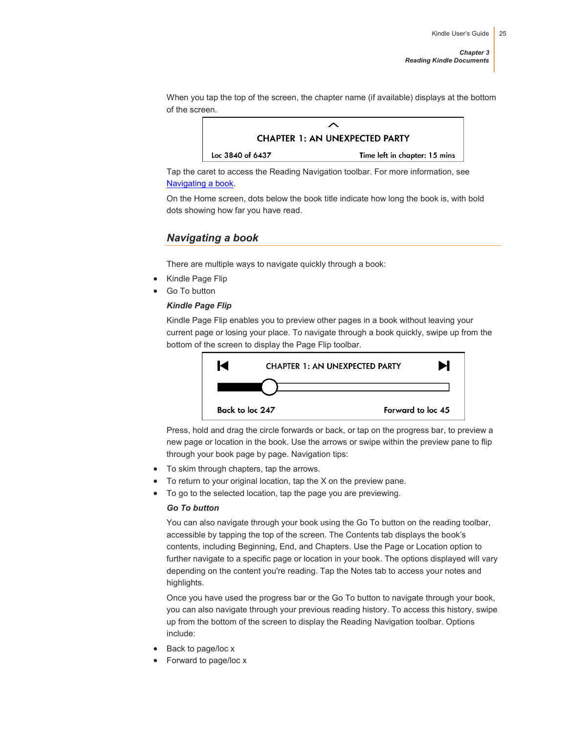When you tap the top of the screen, the chapter name (if available) displays at the bottom of the screen.

CHAPTER 1: AN UNEXPECTED PARTY

Loc 3840 of 6437 Time left in chapter: 15 mins

Tap the caret to access the Reading Navigation toolbar. For more information, see Navigating a book.

On the Home screen, dots below the book title indicate how long the book is, with bold dots showing how far you have read.

## *Navigating a book*

There are multiple ways to navigate quickly through a book:

- Kindle Page Flip
- Go To button

### *Kindle Page Flip*

Kindle Page Flip enables you to preview other pages in a book without leaving your current page or losing your place. To navigate through a book quickly, swipe up from the bottom of the screen to display the Page Flip toolbar.

CHAPTER 1: AN UNEXPECTED PARTY

Back to loc 247 Forward to loc 45

Press, hold and drag the circle forwards or back, or tap on the progress bar, to preview a new page or location in the book. Use the arrows or swipe within the preview pane to flip through your book page by page. Navigation tips:

- To skim through chapters, tap the arrows.
- To return to your original location, tap the X on the preview pane.
- To go to the selected location, tap the page you are previewing.

### *Go To button*

You can also navigate through your book using the Go To button on the reading toolbar, accessible by tapping the top of the screen. The Contents tab displays the book's contents, including Beginning, End, and Chapters. Use the Page or Location option to further navigate to a specific page or location in your book. The options displayed will vary depending on the content you're reading. Tap the Notes tab to access your notes and highlights.

Once you have used the progress bar or the Go To button to navigate through your book, you can also navigate through your previous reading history. To access this history, swipe up from the bottom of the screen to display the Reading Navigation toolbar. Options include:

- Back to page/loc x
- Forward to page/loc x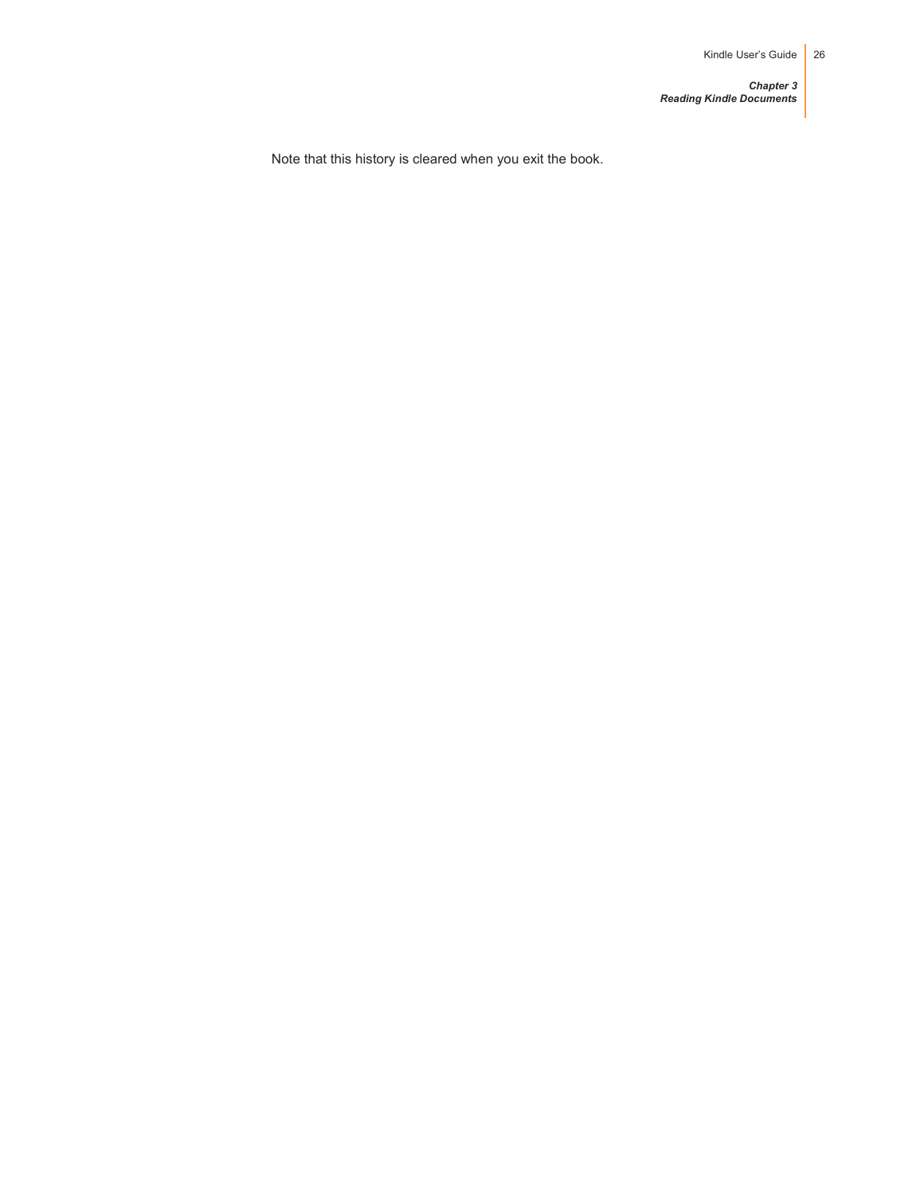Note that this history is cleared when you exit the book.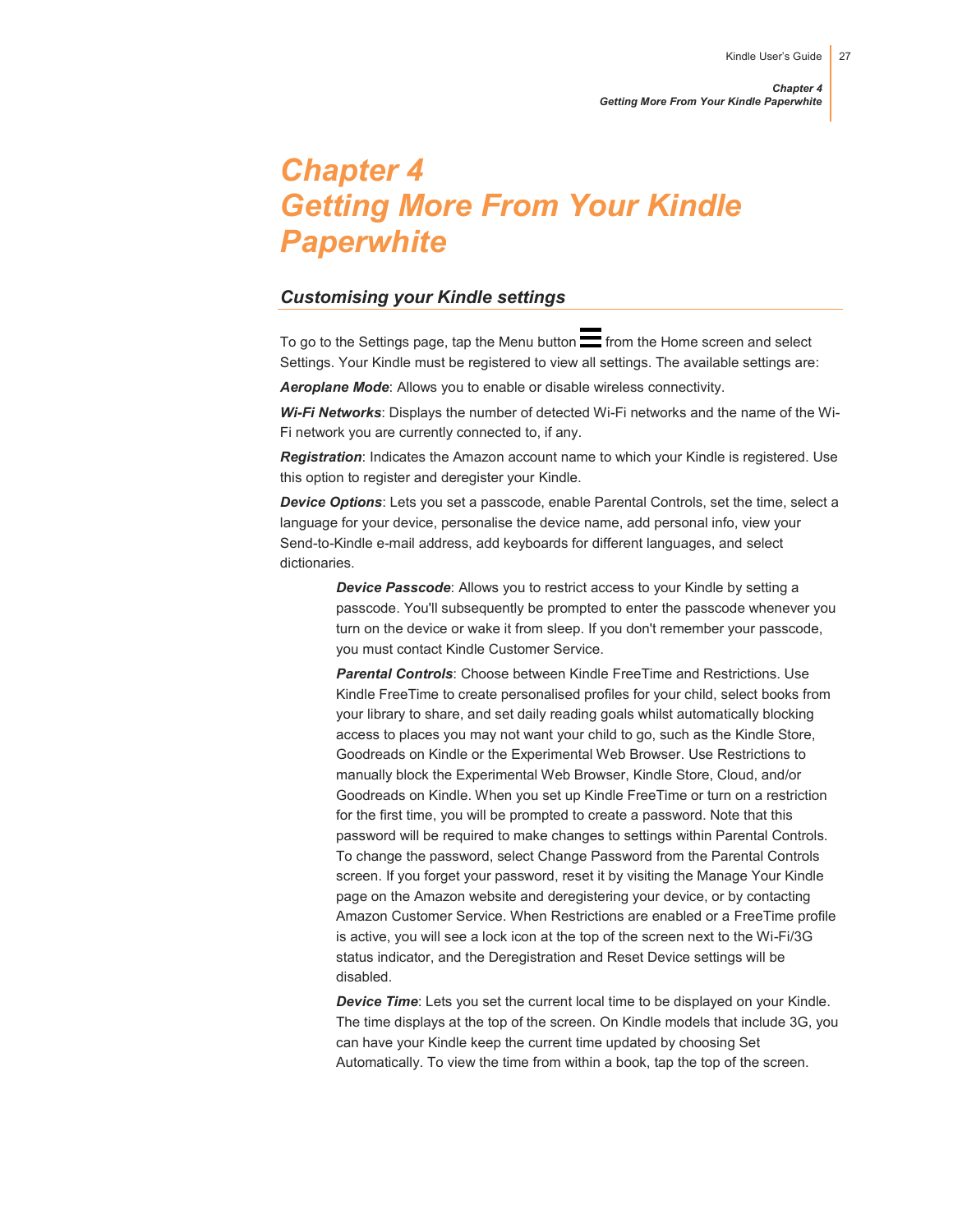# Chapter 4
# Getting More From Your Kindle Paperwhite

## Customising your Kindle settings

To go to the Settings page, tap the Menu button ☰ from the Home screen and select Settings. Your Kindle must be registered to view all settings. The available settings are:

***Aeroplane Mode***: Allows you to enable or disable wireless connectivity.

***Wi-Fi Networks***: Displays the number of detected Wi-Fi networks and the name of the Wi-Fi network you are currently connected to, if any.

***Registration***: Indicates the Amazon account name to which your Kindle is registered. Use this option to register and deregister your Kindle.

***Device Options***: Lets you set a passcode, enable Parental Controls, set the time, select a language for your device, personalise the device name, add personal info, view your Send-to-Kindle e-mail address, add keyboards for different languages, and select dictionaries.

> ***Device Passcode***: Allows you to restrict access to your Kindle by setting a passcode. You'll subsequently be prompted to enter the passcode whenever you turn on the device or wake it from sleep. If you don't remember your passcode, you must contact Kindle Customer Service.
>
> ***Parental Controls***: Choose between Kindle FreeTime and Restrictions. Use Kindle FreeTime to create personalised profiles for your child, select books from your library to share, and set daily reading goals whilst automatically blocking access to places you may not want your child to go, such as the Kindle Store, Goodreads on Kindle or the Experimental Web Browser. Use Restrictions to manually block the Experimental Web Browser, Kindle Store, Cloud, and/or Goodreads on Kindle. When you set up Kindle FreeTime or turn on a restriction for the first time, you will be prompted to create a password. Note that this password will be required to make changes to settings within Parental Controls. To change the password, select Change Password from the Parental Controls screen. If you forget your password, reset it by visiting the Manage Your Kindle page on the Amazon website and deregistering your device, or by contacting Amazon Customer Service. When Restrictions are enabled or a FreeTime profile is active, you will see a lock icon at the top of the screen next to the Wi-Fi/3G status indicator, and the Deregistration and Reset Device settings will be disabled.
>
> ***Device Time***: Lets you set the current local time to be displayed on your Kindle. The time displays at the top of the screen. On Kindle models that include 3G, you can have your Kindle keep the current time updated by choosing Set Automatically. To view the time from within a book, tap the top of the screen.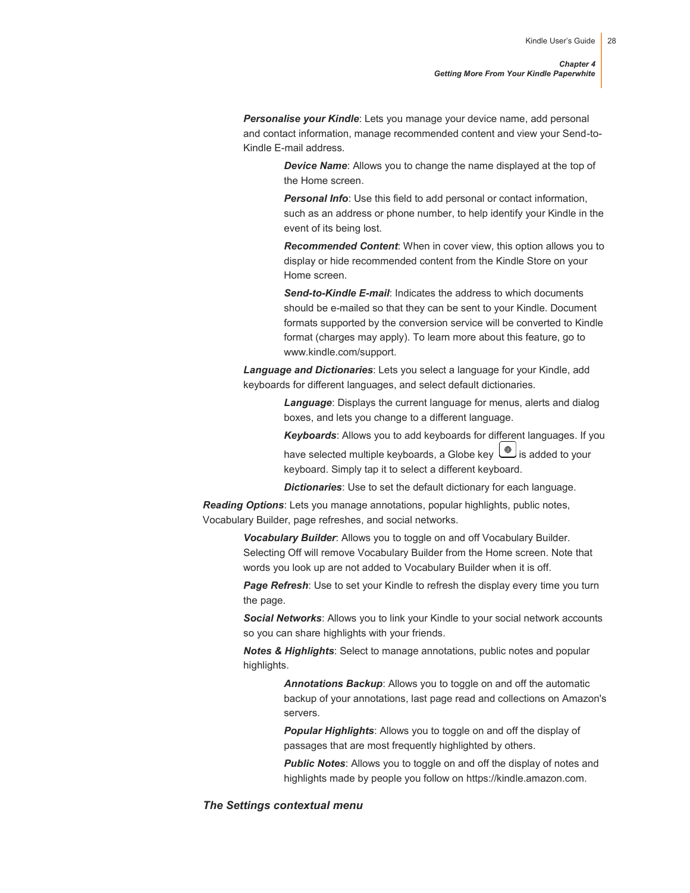***Personalise your Kindle***: Lets you manage your device name, add personal and contact information, manage recommended content and view your Send-to-Kindle E-mail address.

> ***Device Name***: Allows you to change the name displayed at the top of the Home screen.
>
> ***Personal Info***: Use this field to add personal or contact information, such as an address or phone number, to help identify your Kindle in the event of its being lost.
>
> ***Recommended Content***: When in cover view, this option allows you to display or hide recommended content from the Kindle Store on your Home screen.
>
> ***Send-to-Kindle E-mail***: Indicates the address to which documents should be e-mailed so that they can be sent to your Kindle. Document formats supported by the conversion service will be converted to Kindle format (charges may apply). To learn more about this feature, go to www.kindle.com/support.

***Language and Dictionaries***: Lets you select a language for your Kindle, add keyboards for different languages, and select default dictionaries.

> ***Language***: Displays the current language for menus, alerts and dialog boxes, and lets you change to a different language.
>
> ***Keyboards***: Allows you to add keyboards for different languages. If you have selected multiple keyboards, a Globe key is added to your keyboard. Simply tap it to select a different keyboard.
>
> ***Dictionaries***: Use to set the default dictionary for each language.

***Reading Options***: Lets you manage annotations, popular highlights, public notes, Vocabulary Builder, page refreshes, and social networks.

> ***Vocabulary Builder***: Allows you to toggle on and off Vocabulary Builder. Selecting Off will remove Vocabulary Builder from the Home screen. Note that words you look up are not added to Vocabulary Builder when it is off.
>
> ***Page Refresh***: Use to set your Kindle to refresh the display every time you turn the page.
>
> ***Social Networks***: Allows you to link your Kindle to your social network accounts so you can share highlights with your friends.
>
> ***Notes & Highlights***: Select to manage annotations, public notes and popular highlights.
>
> > ***Annotations Backup***: Allows you to toggle on and off the automatic backup of your annotations, last page read and collections on Amazon's servers.
> >
> > ***Popular Highlights***: Allows you to toggle on and off the display of passages that are most frequently highlighted by others.
> >
> > ***Public Notes***: Allows you to toggle on and off the display of notes and highlights made by people you follow on https://kindle.amazon.com.

### *The Settings contextual menu*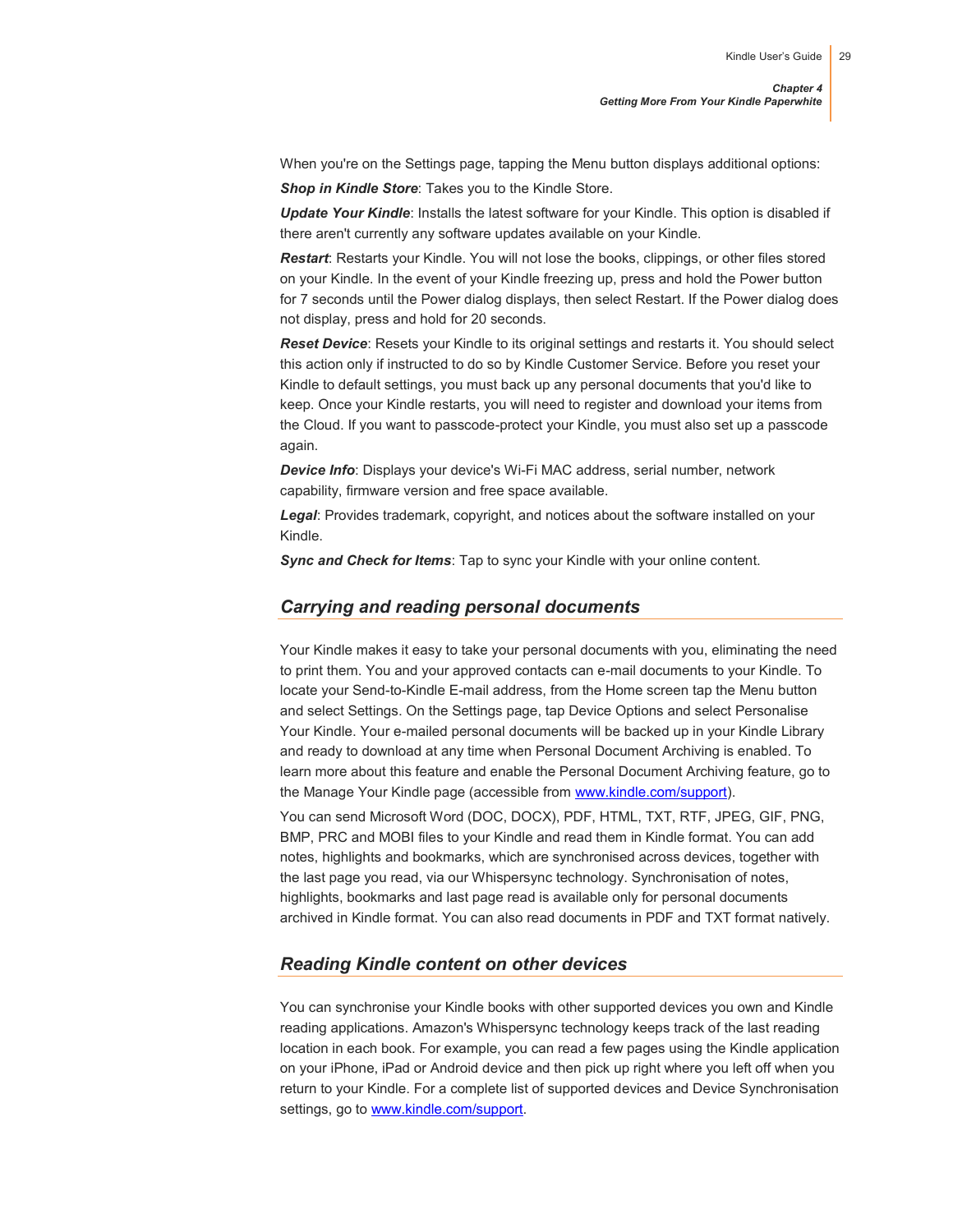When you're on the Settings page, tapping the Menu button displays additional options:

***Shop in Kindle Store***: Takes you to the Kindle Store.

***Update Your Kindle***: Installs the latest software for your Kindle. This option is disabled if there aren't currently any software updates available on your Kindle.

***Restart***: Restarts your Kindle. You will not lose the books, clippings, or other files stored on your Kindle. In the event of your Kindle freezing up, press and hold the Power button for 7 seconds until the Power dialog displays, then select Restart. If the Power dialog does not display, press and hold for 20 seconds.

***Reset Device***: Resets your Kindle to its original settings and restarts it. You should select this action only if instructed to do so by Kindle Customer Service. Before you reset your Kindle to default settings, you must back up any personal documents that you'd like to keep. Once your Kindle restarts, you will need to register and download your items from the Cloud. If you want to passcode-protect your Kindle, you must also set up a passcode again.

***Device Info***: Displays your device's Wi-Fi MAC address, serial number, network capability, firmware version and free space available.

***Legal***: Provides trademark, copyright, and notices about the software installed on your Kindle.

***Sync and Check for Items***: Tap to sync your Kindle with your online content.

## *Carrying and reading personal documents*

Your Kindle makes it easy to take your personal documents with you, eliminating the need to print them. You and your approved contacts can e-mail documents to your Kindle. To locate your Send-to-Kindle E-mail address, from the Home screen tap the Menu button and select Settings. On the Settings page, tap Device Options and select Personalise Your Kindle. Your e-mailed personal documents will be backed up in your Kindle Library and ready to download at any time when Personal Document Archiving is enabled. To learn more about this feature and enable the Personal Document Archiving feature, go to the Manage Your Kindle page (accessible from www.kindle.com/support).

You can send Microsoft Word (DOC, DOCX), PDF, HTML, TXT, RTF, JPEG, GIF, PNG, BMP, PRC and MOBI files to your Kindle and read them in Kindle format. You can add notes, highlights and bookmarks, which are synchronised across devices, together with the last page you read, via our Whispersync technology. Synchronisation of notes, highlights, bookmarks and last page read is available only for personal documents archived in Kindle format. You can also read documents in PDF and TXT format natively.

## *Reading Kindle content on other devices*

You can synchronise your Kindle books with other supported devices you own and Kindle reading applications. Amazon's Whispersync technology keeps track of the last reading location in each book. For example, you can read a few pages using the Kindle application on your iPhone, iPad or Android device and then pick up right where you left off when you return to your Kindle. For a complete list of supported devices and Device Synchronisation settings, go to www.kindle.com/support.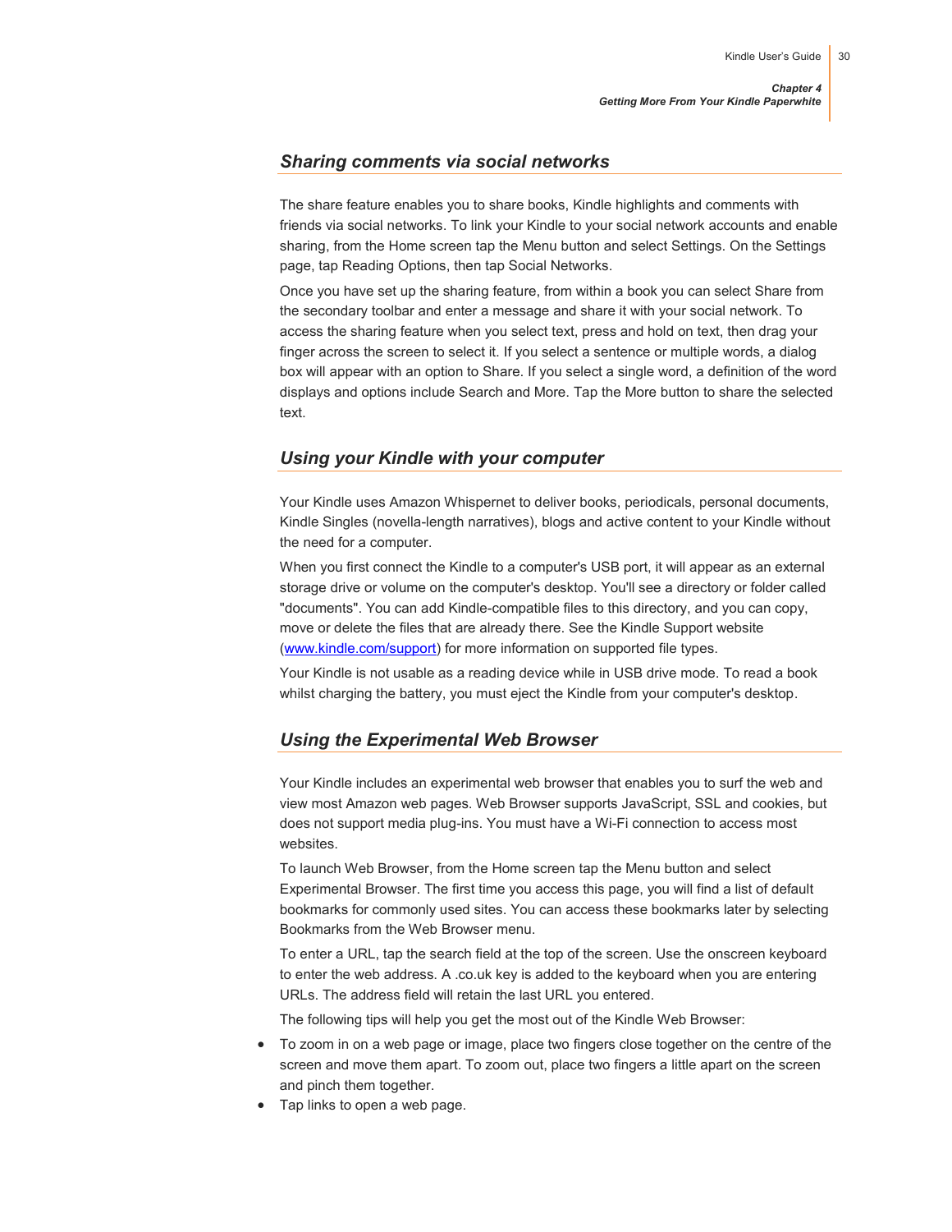## *Sharing comments via social networks*

The share feature enables you to share books, Kindle highlights and comments with friends via social networks. To link your Kindle to your social network accounts and enable sharing, from the Home screen tap the Menu button and select Settings. On the Settings page, tap Reading Options, then tap Social Networks.

Once you have set up the sharing feature, from within a book you can select Share from the secondary toolbar and enter a message and share it with your social network. To access the sharing feature when you select text, press and hold on text, then drag your finger across the screen to select it. If you select a sentence or multiple words, a dialog box will appear with an option to Share. If you select a single word, a definition of the word displays and options include Search and More. Tap the More button to share the selected text.

## *Using your Kindle with your computer*

Your Kindle uses Amazon Whispernet to deliver books, periodicals, personal documents, Kindle Singles (novella-length narratives), blogs and active content to your Kindle without the need for a computer.

When you first connect the Kindle to a computer's USB port, it will appear as an external storage drive or volume on the computer's desktop. You'll see a directory or folder called "documents". You can add Kindle-compatible files to this directory, and you can copy, move or delete the files that are already there. See the Kindle Support website ([www.kindle.com/support](www.kindle.com/support)) for more information on supported file types.

Your Kindle is not usable as a reading device while in USB drive mode. To read a book whilst charging the battery, you must eject the Kindle from your computer's desktop.

## *Using the Experimental Web Browser*

Your Kindle includes an experimental web browser that enables you to surf the web and view most Amazon web pages. Web Browser supports JavaScript, SSL and cookies, but does not support media plug-ins. You must have a Wi-Fi connection to access most websites.

To launch Web Browser, from the Home screen tap the Menu button and select Experimental Browser. The first time you access this page, you will find a list of default bookmarks for commonly used sites. You can access these bookmarks later by selecting Bookmarks from the Web Browser menu.

To enter a URL, tap the search field at the top of the screen. Use the onscreen keyboard to enter the web address. A .co.uk key is added to the keyboard when you are entering URLs. The address field will retain the last URL you entered.

The following tips will help you get the most out of the Kindle Web Browser:

- To zoom in on a web page or image, place two fingers close together on the centre of the screen and move them apart. To zoom out, place two fingers a little apart on the screen and pinch them together.
- Tap links to open a web page.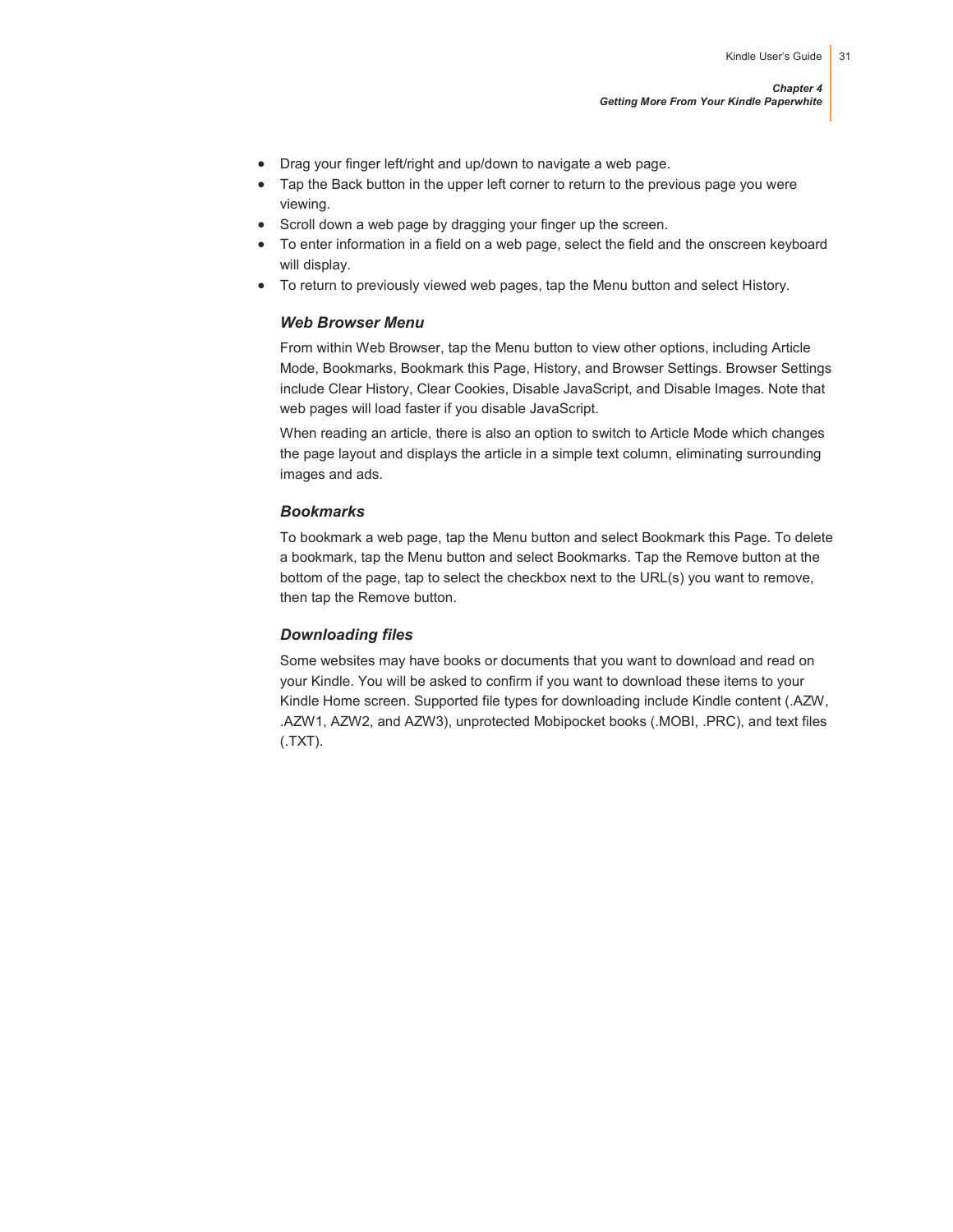- Drag your finger left/right and up/down to navigate a web page.
- Tap the Back button in the upper left corner to return to the previous page you were viewing.
- Scroll down a web page by dragging your finger up the screen.
- To enter information in a field on a web page, select the field and the onscreen keyboard will display.
- To return to previously viewed web pages, tap the Menu button and select History.

### *Web Browser Menu*

From within Web Browser, tap the Menu button to view other options, including Article Mode, Bookmarks, Bookmark this Page, History, and Browser Settings. Browser Settings include Clear History, Clear Cookies, Disable JavaScript, and Disable Images. Note that web pages will load faster if you disable JavaScript.

When reading an article, there is also an option to switch to Article Mode which changes the page layout and displays the article in a simple text column, eliminating surrounding images and ads.

### *Bookmarks*

To bookmark a web page, tap the Menu button and select Bookmark this Page. To delete a bookmark, tap the Menu button and select Bookmarks. Tap the Remove button at the bottom of the page, tap to select the checkbox next to the URL(s) you want to remove, then tap the Remove button.

### *Downloading files*

Some websites may have books or documents that you want to download and read on your Kindle. You will be asked to confirm if you want to download these items to your Kindle Home screen. Supported file types for downloading include Kindle content (.AZW, .AZW1, AZW2, and AZW3), unprotected Mobipocket books (.MOBI, .PRC), and text files (.TXT).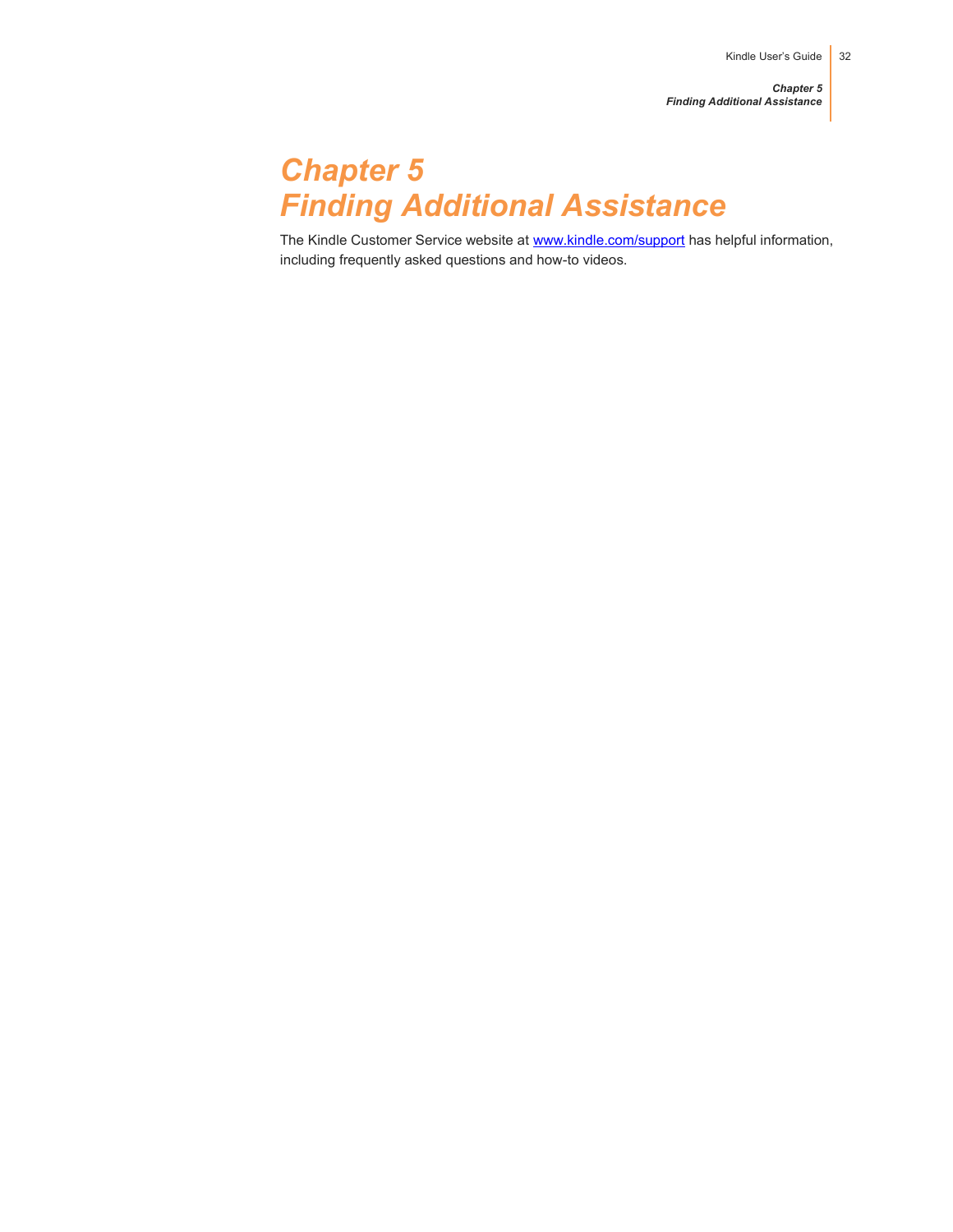# Chapter 5
# Finding Additional Assistance

The Kindle Customer Service website at www.kindle.com/support has helpful information, including frequently asked questions and how-to videos.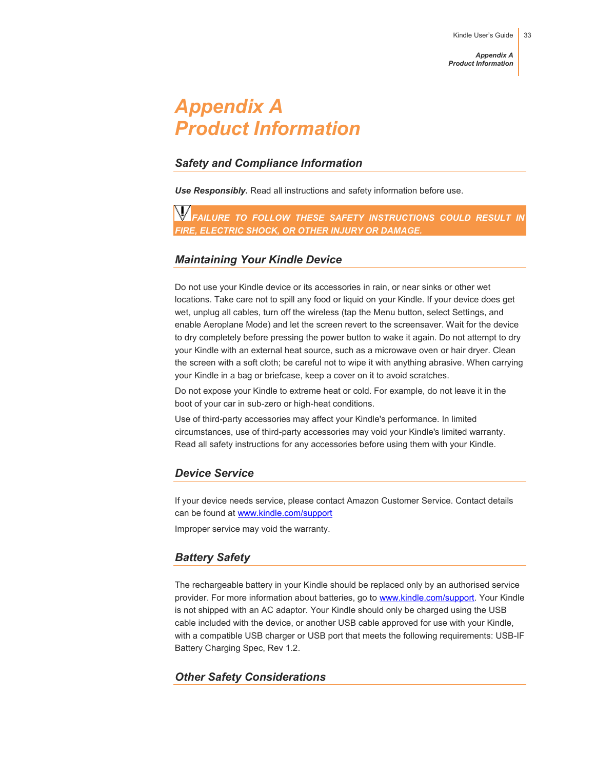# Appendix A
# Product Information

## Safety and Compliance Information

***Use Responsibly.*** Read all instructions and safety information before use.

***FAILURE TO FOLLOW THESE SAFETY INSTRUCTIONS COULD RESULT IN FIRE, ELECTRIC SHOCK, OR OTHER INJURY OR DAMAGE.***

## Maintaining Your Kindle Device

Do not use your Kindle device or its accessories in rain, or near sinks or other wet locations. Take care not to spill any food or liquid on your Kindle. If your device does get wet, unplug all cables, turn off the wireless (tap the Menu button, select Settings, and enable Aeroplane Mode) and let the screen revert to the screensaver. Wait for the device to dry completely before pressing the power button to wake it again. Do not attempt to dry your Kindle with an external heat source, such as a microwave oven or hair dryer. Clean the screen with a soft cloth; be careful not to wipe it with anything abrasive. When carrying your Kindle in a bag or briefcase, keep a cover on it to avoid scratches.

Do not expose your Kindle to extreme heat or cold. For example, do not leave it in the boot of your car in sub-zero or high-heat conditions.

Use of third-party accessories may affect your Kindle's performance. In limited circumstances, use of third-party accessories may void your Kindle's limited warranty. Read all safety instructions for any accessories before using them with your Kindle.

## Device Service

If your device needs service, please contact Amazon Customer Service. Contact details can be found at [www.kindle.com/support](http://www.kindle.com/support)

Improper service may void the warranty.

## Battery Safety

The rechargeable battery in your Kindle should be replaced only by an authorised service provider. For more information about batteries, go to [www.kindle.com/support](http://www.kindle.com/support). Your Kindle is not shipped with an AC adaptor. Your Kindle should only be charged using the USB cable included with the device, or another USB cable approved for use with your Kindle, with a compatible USB charger or USB port that meets the following requirements: USB-IF Battery Charging Spec, Rev 1.2.

## Other Safety Considerations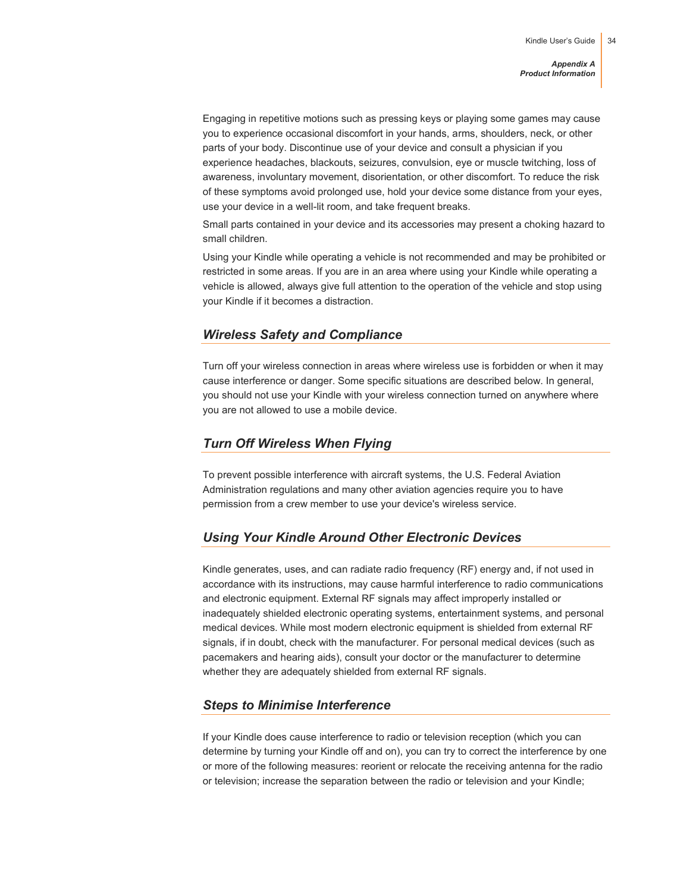Engaging in repetitive motions such as pressing keys or playing some games may cause you to experience occasional discomfort in your hands, arms, shoulders, neck, or other parts of your body. Discontinue use of your device and consult a physician if you experience headaches, blackouts, seizures, convulsion, eye or muscle twitching, loss of awareness, involuntary movement, disorientation, or other discomfort. To reduce the risk of these symptoms avoid prolonged use, hold your device some distance from your eyes, use your device in a well-lit room, and take frequent breaks.

Small parts contained in your device and its accessories may present a choking hazard to small children.

Using your Kindle while operating a vehicle is not recommended and may be prohibited or restricted in some areas. If you are in an area where using your Kindle while operating a vehicle is allowed, always give full attention to the operation of the vehicle and stop using your Kindle if it becomes a distraction.

## *Wireless Safety and Compliance*

Turn off your wireless connection in areas where wireless use is forbidden or when it may cause interference or danger. Some specific situations are described below. In general, you should not use your Kindle with your wireless connection turned on anywhere where you are not allowed to use a mobile device.

## *Turn Off Wireless When Flying*

To prevent possible interference with aircraft systems, the U.S. Federal Aviation Administration regulations and many other aviation agencies require you to have permission from a crew member to use your device's wireless service.

## *Using Your Kindle Around Other Electronic Devices*

Kindle generates, uses, and can radiate radio frequency (RF) energy and, if not used in accordance with its instructions, may cause harmful interference to radio communications and electronic equipment. External RF signals may affect improperly installed or inadequately shielded electronic operating systems, entertainment systems, and personal medical devices. While most modern electronic equipment is shielded from external RF signals, if in doubt, check with the manufacturer. For personal medical devices (such as pacemakers and hearing aids), consult your doctor or the manufacturer to determine whether they are adequately shielded from external RF signals.

## *Steps to Minimise Interference*

If your Kindle does cause interference to radio or television reception (which you can determine by turning your Kindle off and on), you can try to correct the interference by one or more of the following measures: reorient or relocate the receiving antenna for the radio or television; increase the separation between the radio or television and your Kindle;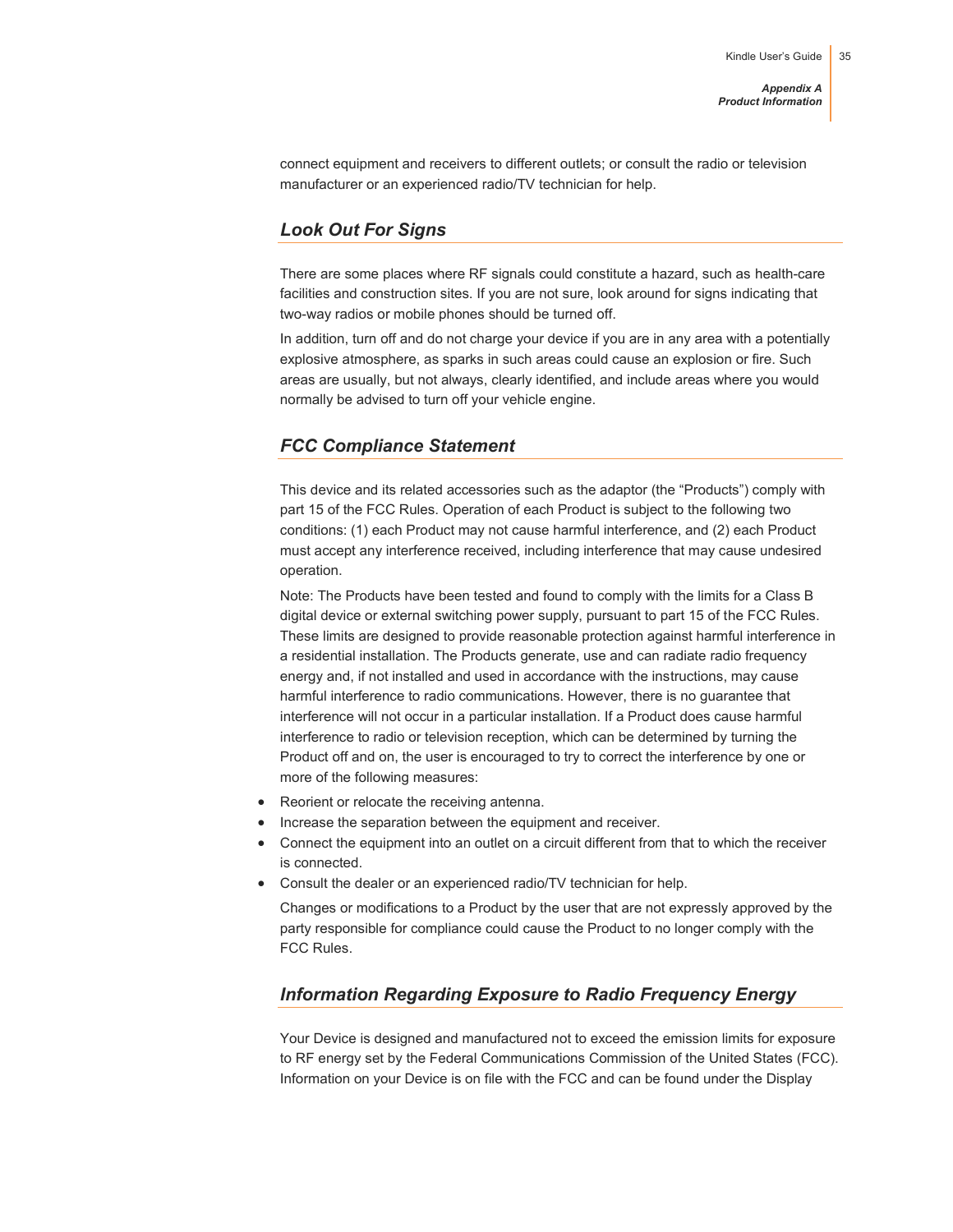connect equipment and receivers to different outlets; or consult the radio or television manufacturer or an experienced radio/TV technician for help.

## *Look Out For Signs*

There are some places where RF signals could constitute a hazard, such as health-care facilities and construction sites. If you are not sure, look around for signs indicating that two-way radios or mobile phones should be turned off.

In addition, turn off and do not charge your device if you are in any area with a potentially explosive atmosphere, as sparks in such areas could cause an explosion or fire. Such areas are usually, but not always, clearly identified, and include areas where you would normally be advised to turn off your vehicle engine.

## *FCC Compliance Statement*

This device and its related accessories such as the adaptor (the "Products") comply with part 15 of the FCC Rules. Operation of each Product is subject to the following two conditions: (1) each Product may not cause harmful interference, and (2) each Product must accept any interference received, including interference that may cause undesired operation.

Note: The Products have been tested and found to comply with the limits for a Class B digital device or external switching power supply, pursuant to part 15 of the FCC Rules. These limits are designed to provide reasonable protection against harmful interference in a residential installation. The Products generate, use and can radiate radio frequency energy and, if not installed and used in accordance with the instructions, may cause harmful interference to radio communications. However, there is no guarantee that interference will not occur in a particular installation. If a Product does cause harmful interference to radio or television reception, which can be determined by turning the Product off and on, the user is encouraged to try to correct the interference by one or more of the following measures:

- Reorient or relocate the receiving antenna.
- Increase the separation between the equipment and receiver.
- Connect the equipment into an outlet on a circuit different from that to which the receiver is connected.
- Consult the dealer or an experienced radio/TV technician for help.

Changes or modifications to a Product by the user that are not expressly approved by the party responsible for compliance could cause the Product to no longer comply with the FCC Rules.

## *Information Regarding Exposure to Radio Frequency Energy*

Your Device is designed and manufactured not to exceed the emission limits for exposure to RF energy set by the Federal Communications Commission of the United States (FCC). Information on your Device is on file with the FCC and can be found under the Display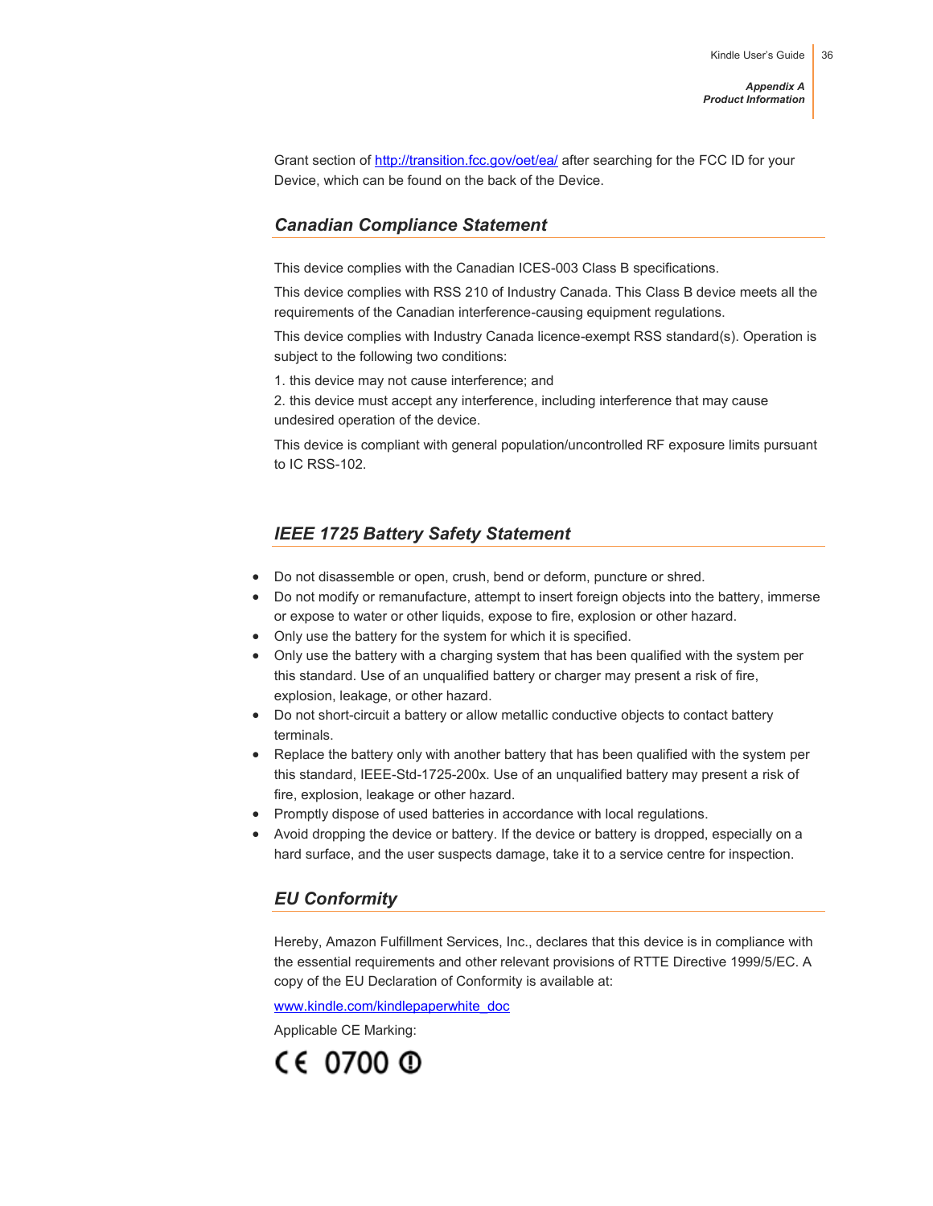Grant section of http://transition.fcc.gov/oet/ea/ after searching for the FCC ID for your Device, which can be found on the back of the Device.

## *Canadian Compliance Statement*

This device complies with the Canadian ICES-003 Class B specifications.

This device complies with RSS 210 of Industry Canada. This Class B device meets all the requirements of the Canadian interference-causing equipment regulations.

This device complies with Industry Canada licence-exempt RSS standard(s). Operation is subject to the following two conditions:

1. this device may not cause interference; and
2. this device must accept any interference, including interference that may cause undesired operation of the device.

This device is compliant with general population/uncontrolled RF exposure limits pursuant to IC RSS-102.

## *IEEE 1725 Battery Safety Statement*

- Do not disassemble or open, crush, bend or deform, puncture or shred.
- Do not modify or remanufacture, attempt to insert foreign objects into the battery, immerse or expose to water or other liquids, expose to fire, explosion or other hazard.
- Only use the battery for the system for which it is specified.
- Only use the battery with a charging system that has been qualified with the system per this standard. Use of an unqualified battery or charger may present a risk of fire, explosion, leakage, or other hazard.
- Do not short-circuit a battery or allow metallic conductive objects to contact battery terminals.
- Replace the battery only with another battery that has been qualified with the system per this standard, IEEE-Std-1725-200x. Use of an unqualified battery may present a risk of fire, explosion, leakage or other hazard.
- Promptly dispose of used batteries in accordance with local regulations.
- Avoid dropping the device or battery. If the device or battery is dropped, especially on a hard surface, and the user suspects damage, take it to a service centre for inspection.

## *EU Conformity*

Hereby, Amazon Fulfillment Services, Inc., declares that this device is in compliance with the essential requirements and other relevant provisions of RTTE Directive 1999/5/EC. A copy of the EU Declaration of Conformity is available at:

www.kindle.com/kindlepaperwhite_doc

Applicable CE Marking:

CE 0700 ⓘ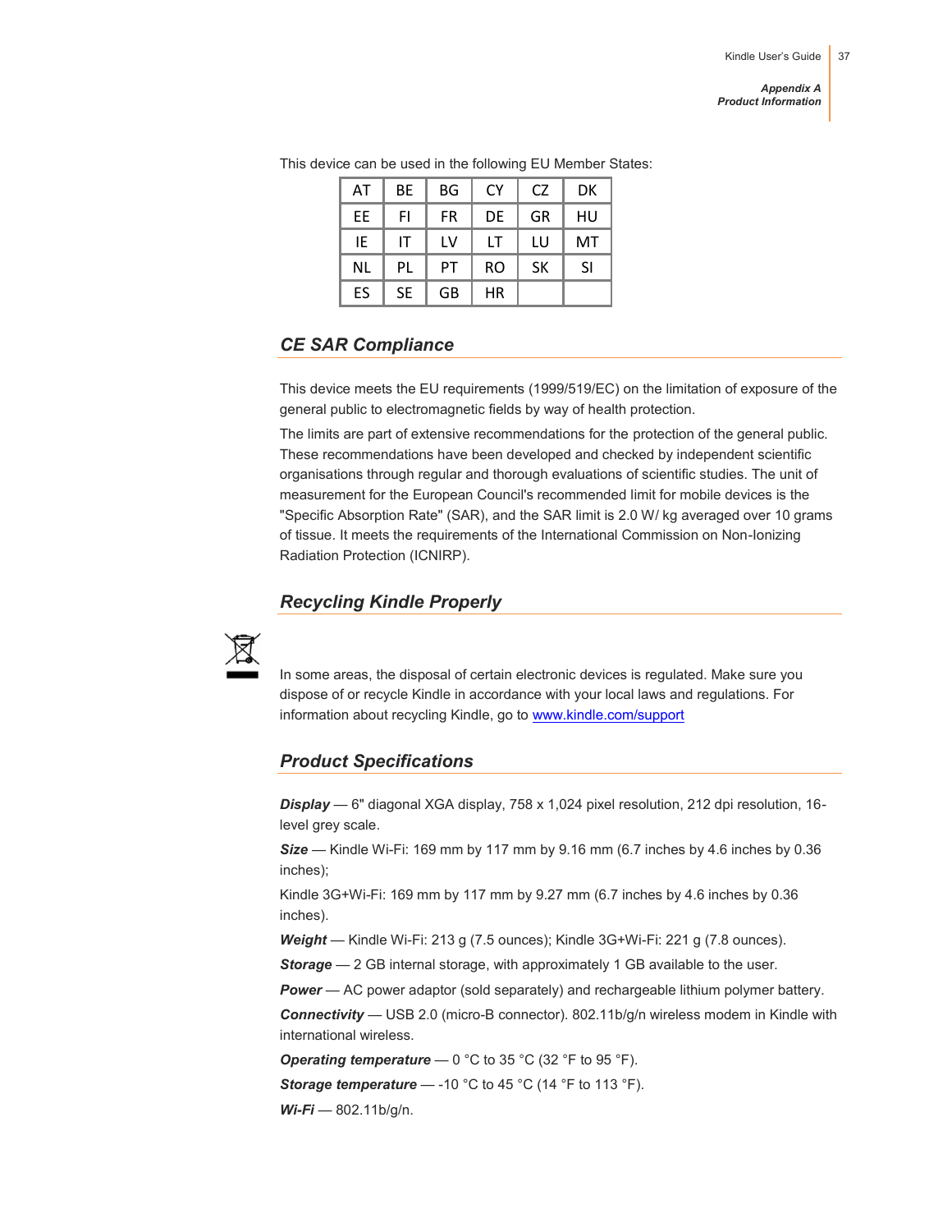This device can be used in the following EU Member States:

| AT | BE | BG | CY | CZ | DK |
|---|---|---|---|---|---|
| EE | FI | FR | DE | GR | HU |
| IE | IT | LV | LT | LU | MT |
| NL | PL | PT | RO | SK | SI |
| ES | SE | GB | HR | | |

## CE SAR Compliance

This device meets the EU requirements (1999/519/EC) on the limitation of exposure of the general public to electromagnetic fields by way of health protection.

The limits are part of extensive recommendations for the protection of the general public. These recommendations have been developed and checked by independent scientific organisations through regular and thorough evaluations of scientific studies. The unit of measurement for the European Council's recommended limit for mobile devices is the "Specific Absorption Rate" (SAR), and the SAR limit is 2.0 W/ kg averaged over 10 grams of tissue. It meets the requirements of the International Commission on Non-Ionizing Radiation Protection (ICNIRP).

## Recycling Kindle Properly

In some areas, the disposal of certain electronic devices is regulated. Make sure you dispose of or recycle Kindle in accordance with your local laws and regulations. For information about recycling Kindle, go to [www.kindle.com/support](www.kindle.com/support)

## Product Specifications

***Display*** — 6" diagonal XGA display, 758 x 1,024 pixel resolution, 212 dpi resolution, 16-level grey scale.

***Size*** — Kindle Wi-Fi: 169 mm by 117 mm by 9.16 mm (6.7 inches by 4.6 inches by 0.36 inches);

Kindle 3G+Wi-Fi: 169 mm by 117 mm by 9.27 mm (6.7 inches by 4.6 inches by 0.36 inches).

***Weight*** — Kindle Wi-Fi: 213 g (7.5 ounces); Kindle 3G+Wi-Fi: 221 g (7.8 ounces).

***Storage*** — 2 GB internal storage, with approximately 1 GB available to the user.

***Power*** — AC power adaptor (sold separately) and rechargeable lithium polymer battery.

***Connectivity*** — USB 2.0 (micro-B connector). 802.11b/g/n wireless modem in Kindle with international wireless.

***Operating temperature*** — 0 °C to 35 °C (32 °F to 95 °F).

***Storage temperature*** — -10 °C to 45 °C (14 °F to 113 °F).

***Wi-Fi*** — 802.11b/g/n.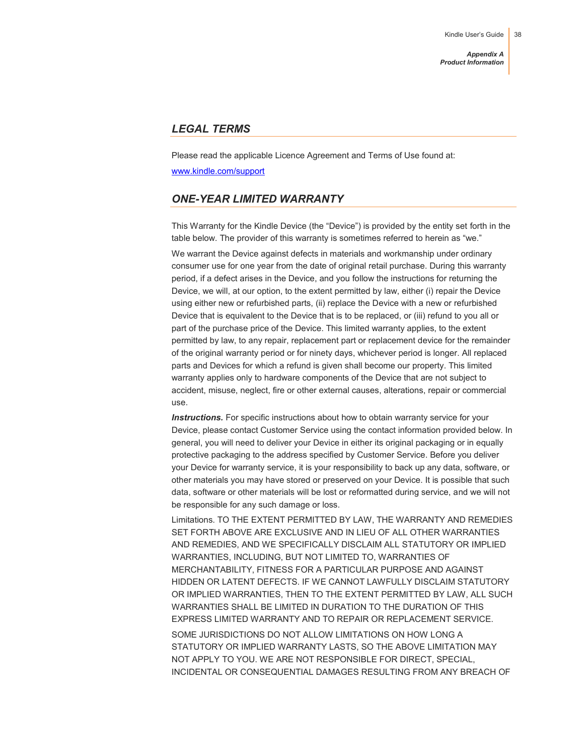## LEGAL TERMS

Please read the applicable Licence Agreement and Terms of Use found at:

[www.kindle.com/support](www.kindle.com/support)

## ONE-YEAR LIMITED WARRANTY

This Warranty for the Kindle Device (the "Device") is provided by the entity set forth in the table below. The provider of this warranty is sometimes referred to herein as "we."

We warrant the Device against defects in materials and workmanship under ordinary consumer use for one year from the date of original retail purchase. During this warranty period, if a defect arises in the Device, and you follow the instructions for returning the Device, we will, at our option, to the extent permitted by law, either (i) repair the Device using either new or refurbished parts, (ii) replace the Device with a new or refurbished Device that is equivalent to the Device that is to be replaced, or (iii) refund to you all or part of the purchase price of the Device. This limited warranty applies, to the extent permitted by law, to any repair, replacement part or replacement device for the remainder of the original warranty period or for ninety days, whichever period is longer. All replaced parts and Devices for which a refund is given shall become our property. This limited warranty applies only to hardware components of the Device that are not subject to accident, misuse, neglect, fire or other external causes, alterations, repair or commercial use.

***Instructions.*** For specific instructions about how to obtain warranty service for your Device, please contact Customer Service using the contact information provided below. In general, you will need to deliver your Device in either its original packaging or in equally protective packaging to the address specified by Customer Service. Before you deliver your Device for warranty service, it is your responsibility to back up any data, software, or other materials you may have stored or preserved on your Device. It is possible that such data, software or other materials will be lost or reformatted during service, and we will not be responsible for any such damage or loss.

Limitations. TO THE EXTENT PERMITTED BY LAW, THE WARRANTY AND REMEDIES SET FORTH ABOVE ARE EXCLUSIVE AND IN LIEU OF ALL OTHER WARRANTIES AND REMEDIES, AND WE SPECIFICALLY DISCLAIM ALL STATUTORY OR IMPLIED WARRANTIES, INCLUDING, BUT NOT LIMITED TO, WARRANTIES OF MERCHANTABILITY, FITNESS FOR A PARTICULAR PURPOSE AND AGAINST HIDDEN OR LATENT DEFECTS. IF WE CANNOT LAWFULLY DISCLAIM STATUTORY OR IMPLIED WARRANTIES, THEN TO THE EXTENT PERMITTED BY LAW, ALL SUCH WARRANTIES SHALL BE LIMITED IN DURATION TO THE DURATION OF THIS EXPRESS LIMITED WARRANTY AND TO REPAIR OR REPLACEMENT SERVICE.

SOME JURISDICTIONS DO NOT ALLOW LIMITATIONS ON HOW LONG A STATUTORY OR IMPLIED WARRANTY LASTS, SO THE ABOVE LIMITATION MAY NOT APPLY TO YOU. WE ARE NOT RESPONSIBLE FOR DIRECT, SPECIAL, INCIDENTAL OR CONSEQUENTIAL DAMAGES RESULTING FROM ANY BREACH OF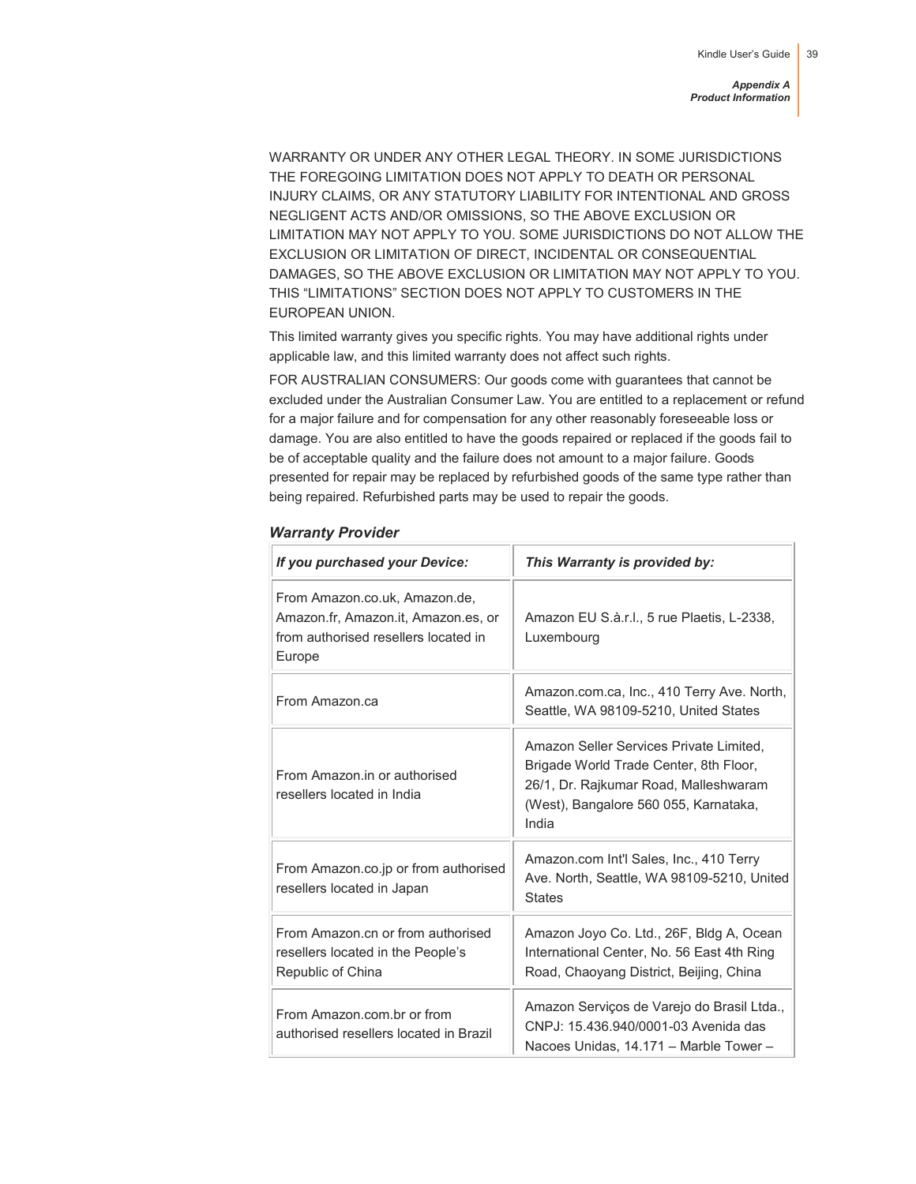WARRANTY OR UNDER ANY OTHER LEGAL THEORY. IN SOME JURISDICTIONS THE FOREGOING LIMITATION DOES NOT APPLY TO DEATH OR PERSONAL INJURY CLAIMS, OR ANY STATUTORY LIABILITY FOR INTENTIONAL AND GROSS NEGLIGENT ACTS AND/OR OMISSIONS, SO THE ABOVE EXCLUSION OR LIMITATION MAY NOT APPLY TO YOU. SOME JURISDICTIONS DO NOT ALLOW THE EXCLUSION OR LIMITATION OF DIRECT, INCIDENTAL OR CONSEQUENTIAL DAMAGES, SO THE ABOVE EXCLUSION OR LIMITATION MAY NOT APPLY TO YOU. THIS "LIMITATIONS" SECTION DOES NOT APPLY TO CUSTOMERS IN THE EUROPEAN UNION.

This limited warranty gives you specific rights. You may have additional rights under applicable law, and this limited warranty does not affect such rights.

FOR AUSTRALIAN CONSUMERS: Our goods come with guarantees that cannot be excluded under the Australian Consumer Law. You are entitled to a replacement or refund for a major failure and for compensation for any other reasonably foreseeable loss or damage. You are also entitled to have the goods repaired or replaced if the goods fail to be of acceptable quality and the failure does not amount to a major failure. Goods presented for repair may be replaced by refurbished goods of the same type rather than being repaired. Refurbished parts may be used to repair the goods.

### *Warranty Provider*

| *If you purchased your Device:* | *This Warranty is provided by:* |
|---|---|
| From Amazon.co.uk, Amazon.de, Amazon.fr, Amazon.it, Amazon.es, or from authorised resellers located in Europe | Amazon EU S.à.r.l., 5 rue Plaetis, L-2338, Luxembourg |
| From Amazon.ca | Amazon.com.ca, Inc., 410 Terry Ave. North, Seattle, WA 98109-5210, United States |
| From Amazon.in or authorised resellers located in India | Amazon Seller Services Private Limited, Brigade World Trade Center, 8th Floor, 26/1, Dr. Rajkumar Road, Malleshwaram (West), Bangalore 560 055, Karnataka, India |
| From Amazon.co.jp or from authorised resellers located in Japan | Amazon.com Int'l Sales, Inc., 410 Terry Ave. North, Seattle, WA 98109-5210, United States |
| From Amazon.cn or from authorised resellers located in the People's Republic of China | Amazon Joyo Co. Ltd., 26F, Bldg A, Ocean International Center, No. 56 East 4th Ring Road, Chaoyang District, Beijing, China |
| From Amazon.com.br or from authorised resellers located in Brazil | Amazon Serviços de Varejo do Brasil Ltda., CNPJ: 15.436.940/0001-03 Avenida das Nacoes Unidas, 14.171 – Marble Tower – |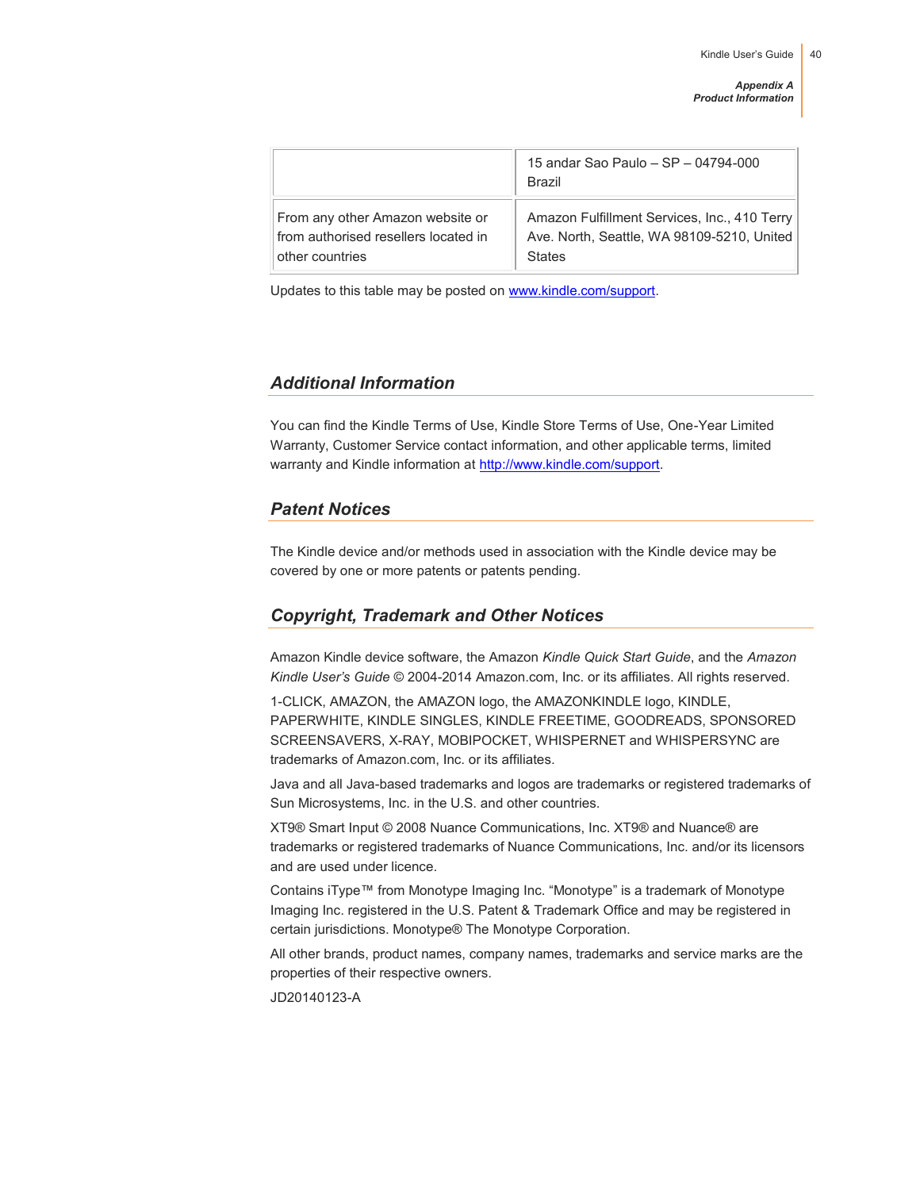| | |
|---|---|
| | 15 andar Sao Paulo – SP – 04794-000 Brazil |
| From any other Amazon website or from authorised resellers located in other countries | Amazon Fulfillment Services, Inc., 410 Terry Ave. North, Seattle, WA 98109-5210, United States |

Updates to this table may be posted on www.kindle.com/support.

## *Additional Information*

You can find the Kindle Terms of Use, Kindle Store Terms of Use, One-Year Limited Warranty, Customer Service contact information, and other applicable terms, limited warranty and Kindle information at http://www.kindle.com/support.

## *Patent Notices*

The Kindle device and/or methods used in association with the Kindle device may be covered by one or more patents or patents pending.

## *Copyright, Trademark and Other Notices*

Amazon Kindle device software, the Amazon *Kindle Quick Start Guide*, and the *Amazon Kindle User's Guide* © 2004-2014 Amazon.com, Inc. or its affiliates. All rights reserved.

1-CLICK, AMAZON, the AMAZON logo, the AMAZONKINDLE logo, KINDLE, PAPERWHITE, KINDLE SINGLES, KINDLE FREETIME, GOODREADS, SPONSORED SCREENSAVERS, X-RAY, MOBIPOCKET, WHISPERNET and WHISPERSYNC are trademarks of Amazon.com, Inc. or its affiliates.

Java and all Java-based trademarks and logos are trademarks or registered trademarks of Sun Microsystems, Inc. in the U.S. and other countries.

XT9® Smart Input © 2008 Nuance Communications, Inc. XT9® and Nuance® are trademarks or registered trademarks of Nuance Communications, Inc. and/or its licensors and are used under licence.

Contains iType™ from Monotype Imaging Inc. "Monotype" is a trademark of Monotype Imaging Inc. registered in the U.S. Patent & Trademark Office and may be registered in certain jurisdictions. Monotype® The Monotype Corporation.

All other brands, product names, company names, trademarks and service marks are the properties of their respective owners.

JD20140123-A